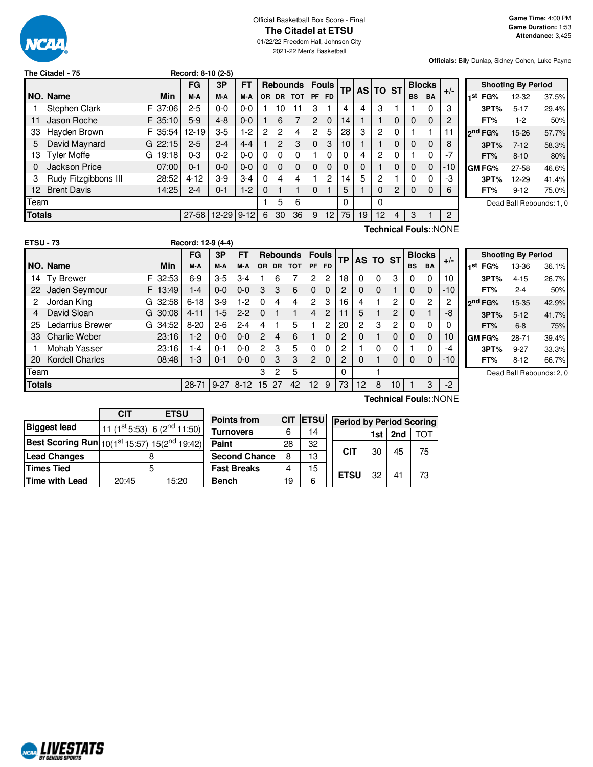Official Basketball Box Score - Final

# The Citadel at ETSU

01/22/22 Freedom Hall, Johnson City
2021-22 Men's Basketball

**Game Time:** 4:00 PM
**Game Duration:** 1:53
**Attendance:** 3,425

**Officials:** Billy Dunlap, Sidney Cohen, Luke Payne

## The Citadel - 75 — Record: 8-10 (2-5)

| NO. | Name | | Min | FG M-A | 3P M-A | FT M-A | OR | DR | TOT | PF | FD | TP | AS | TO | ST | BS | BA | +/- |
|---|---|---|---|---|---|---|---|---|---|---|---|---|---|---|---|---|---|---|
| 1 | Stephen Clark | F | 37:06 | 2-5 | 0-0 | 0-0 | 1 | 10 | 11 | 3 | 1 | 4 | 4 | 3 | 1 | 1 | 0 | 3 |
| 11 | Jason Roche | F | 35:10 | 5-9 | 4-8 | 0-0 | 1 | 6 | 7 | 2 | 0 | 14 | 1 | 1 | 0 | 0 | 0 | 2 |
| 33 | Hayden Brown | F | 35:54 | 12-19 | 3-5 | 1-2 | 2 | 2 | 4 | 2 | 5 | 28 | 3 | 2 | 0 | 1 | 1 | 11 |
| 5 | David Maynard | G | 22:15 | 2-5 | 2-4 | 4-4 | 1 | 2 | 3 | 0 | 3 | 10 | 1 | 1 | 0 | 0 | 0 | 8 |
| 13 | Tyler Moffe | G | 19:18 | 0-3 | 0-2 | 0-0 | 0 | 0 | 0 | 1 | 0 | 0 | 4 | 2 | 0 | 1 | 0 | -7 |
| 0 | Jackson Price | | 07:00 | 0-1 | 0-0 | 0-0 | 0 | 0 | 0 | 0 | 0 | 0 | 0 | 1 | 0 | 0 | 0 | -10 |
| 3 | Rudy Fitzgibbons III | | 28:52 | 4-12 | 3-9 | 3-4 | 0 | 4 | 4 | 1 | 2 | 14 | 5 | 2 | 1 | 0 | 0 | -3 |
| 12 | Brent Davis | | 14:25 | 2-4 | 0-1 | 1-2 | 0 | 1 | 1 | 0 | 1 | 5 | 1 | 0 | 2 | 0 | 0 | 6 |
| | Team | | | | | | 1 | 5 | 6 | | | 0 | | 0 | | | | |
| | **Totals** | | | 27-58 | 12-29 | 9-12 | 6 | 30 | 36 | 9 | 12 | 75 | 19 | 12 | 4 | 3 | 1 | 2 |

Technical Fouls::NONE

| Shooting By Period | | |
|---|---|---|
| 1st FG% | 12-32 | 37.5% |
| 3PT% | 5-17 | 29.4% |
| FT% | 1-2 | 50% |
| 2nd FG% | 15-26 | 57.7% |
| 3PT% | 7-12 | 58.3% |
| FT% | 8-10 | 80% |
| GM FG% | 27-58 | 46.6% |
| 3PT% | 12-29 | 41.4% |
| FT% | 9-12 | 75.0% |

Dead Ball Rebounds: 1, 0

## ETSU - 73 — Record: 12-9 (4-4)

| NO. | Name | | Min | FG M-A | 3P M-A | FT M-A | OR | DR | TOT | PF | FD | TP | AS | TO | ST | BS | BA | +/- |
|---|---|---|---|---|---|---|---|---|---|---|---|---|---|---|---|---|---|---|
| 14 | Ty Brewer | F | 32:53 | 6-9 | 3-5 | 3-4 | 1 | 6 | 7 | 2 | 2 | 18 | 0 | 0 | 3 | 0 | 0 | 10 |
| 22 | Jaden Seymour | F | 13:49 | 1-4 | 0-0 | 0-0 | 3 | 3 | 6 | 0 | 0 | 2 | 0 | 0 | 1 | 0 | 0 | -10 |
| 2 | Jordan King | G | 32:58 | 6-18 | 3-9 | 1-2 | 0 | 4 | 4 | 2 | 3 | 16 | 4 | 1 | 2 | 0 | 2 | 2 |
| 4 | David Sloan | G | 30:08 | 4-11 | 1-5 | 2-2 | 0 | 1 | 1 | 4 | 2 | 11 | 5 | 1 | 2 | 0 | 1 | -8 |
| 25 | Ledarrius Brewer | G | 34:52 | 8-20 | 2-6 | 2-4 | 4 | 1 | 5 | 1 | 2 | 20 | 2 | 3 | 2 | 0 | 0 | 0 |
| 33 | Charlie Weber | | 23:16 | 1-2 | 0-0 | 0-0 | 2 | 4 | 6 | 1 | 0 | 2 | 0 | 1 | 0 | 0 | 0 | 10 |
| 1 | Mohab Yasser | | 23:16 | 1-4 | 0-1 | 0-0 | 2 | 3 | 5 | 0 | 0 | 2 | 1 | 0 | 0 | 1 | 0 | -4 |
| 20 | Kordell Charles | | 08:48 | 1-3 | 0-1 | 0-0 | 0 | 3 | 3 | 2 | 0 | 2 | 0 | 1 | 0 | 0 | 0 | -10 |
| | Team | | | | | | 3 | 2 | 5 | | | 0 | | 1 | | | | |
| | **Totals** | | | 28-71 | 9-27 | 8-12 | 15 | 27 | 42 | 12 | 9 | 73 | 12 | 8 | 10 | 1 | 3 | -2 |

Technical Fouls::NONE

| Shooting By Period | | |
|---|---|---|
| 1st FG% | 13-36 | 36.1% |
| 3PT% | 4-15 | 26.7% |
| FT% | 2-4 | 50% |
| 2nd FG% | 15-35 | 42.9% |
| 3PT% | 5-12 | 41.7% |
| FT% | 6-8 | 75% |
| GM FG% | 28-71 | 39.4% |
| 3PT% | 9-27 | 33.3% |
| FT% | 8-12 | 66.7% |

Dead Ball Rebounds: 2, 0

| | CIT | ETSU |
|---|---|---|
| **Biggest lead** | 11 (1st 5:53) | 6 (2nd 11:50) |
| **Best Scoring Run** | 10(1st 15:57) | 15(2nd 19:42) |
| **Lead Changes** | 8 | |
| **Times Tied** | 5 | |
| **Time with Lead** | 20:45 | 15:20 |

| Points from | CIT | ETSU |
|---|---|---|
| Turnovers | 6 | 14 |
| Paint | 28 | 32 |
| Second Chance | 8 | 13 |
| Fast Breaks | 4 | 15 |
| Bench | 19 | 6 |

| Period by Period Scoring | 1st | 2nd | TOT |
|---|---|---|---|
| CIT | 30 | 45 | 75 |
| ETSU | 32 | 41 | 73 |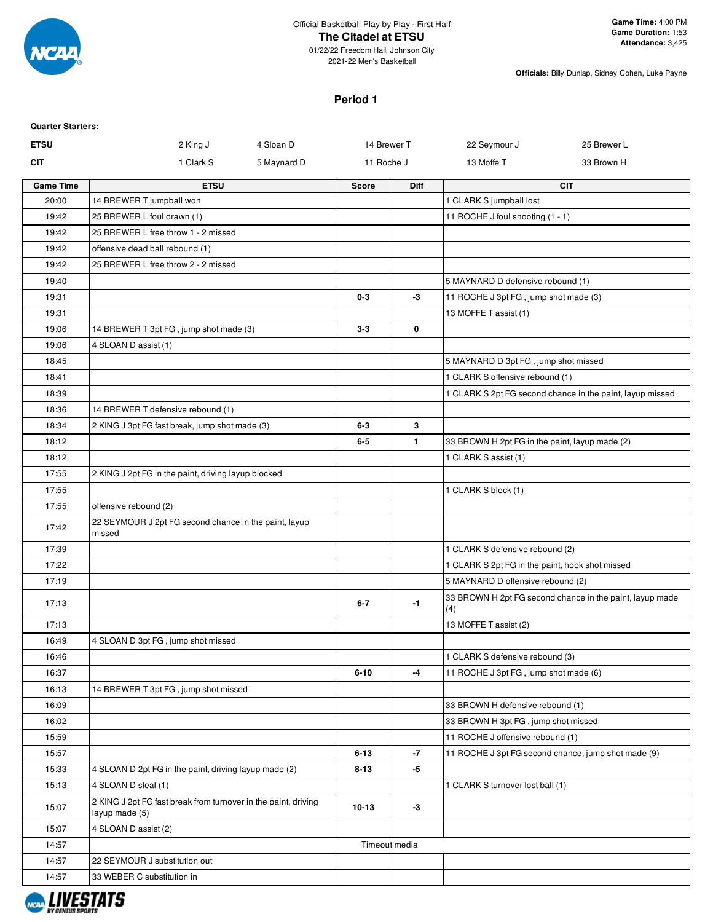Official Basketball Play by Play - First Half

# The Citadel at ETSU

01/22/22 Freedom Hall, Johnson City
2021-22 Men's Basketball

**Game Time:** 4:00 PM
**Game Duration:** 1:53
**Attendance:** 3,425

**Officials:** Billy Dunlap, Sidney Cohen, Luke Payne

## Period 1

**Quarter Starters:**

| | | | | | |
|---|---|---|---|---|---|
| **ETSU** | 2 King J | 4 Sloan D | 14 Brewer T | 22 Seymour J | 25 Brewer L |
| **CIT** | 1 Clark S | 5 Maynard D | 11 Roche J | 13 Moffe T | 33 Brown H |

| Game Time | ETSU | Score | Diff | CIT |
|---|---|---|---|---|
| 20:00 | 14 BREWER T jumpball won | | | 1 CLARK S jumpball lost |
| 19:42 | 25 BREWER L foul drawn (1) | | | 11 ROCHE J foul shooting (1 - 1) |
| 19:42 | 25 BREWER L free throw 1 - 2 missed | | | |
| 19:42 | offensive dead ball rebound (1) | | | |
| 19:42 | 25 BREWER L free throw 2 - 2 missed | | | |
| 19:40 | | | | 5 MAYNARD D defensive rebound (1) |
| 19:31 | | 0-3 | -3 | 11 ROCHE J 3pt FG , jump shot made (3) |
| 19:31 | | | | 13 MOFFE T assist (1) |
| 19:06 | 14 BREWER T 3pt FG , jump shot made (3) | 3-3 | 0 | |
| 19:06 | 4 SLOAN D assist (1) | | | |
| 18:45 | | | | 5 MAYNARD D 3pt FG , jump shot missed |
| 18:41 | | | | 1 CLARK S offensive rebound (1) |
| 18:39 | | | | 1 CLARK S 2pt FG second chance in the paint, layup missed |
| 18:36 | 14 BREWER T defensive rebound (1) | | | |
| 18:34 | 2 KING J 3pt FG fast break, jump shot made (3) | 6-3 | 3 | |
| 18:12 | | 6-5 | 1 | 33 BROWN H 2pt FG in the paint, layup made (2) |
| 18:12 | | | | 1 CLARK S assist (1) |
| 17:55 | 2 KING J 2pt FG in the paint, driving layup blocked | | | |
| 17:55 | | | | 1 CLARK S block (1) |
| 17:55 | offensive rebound (2) | | | |
| 17:42 | 22 SEYMOUR J 2pt FG second chance in the paint, layup missed | | | |
| 17:39 | | | | 1 CLARK S defensive rebound (2) |
| 17:22 | | | | 1 CLARK S 2pt FG in the paint, hook shot missed |
| 17:19 | | | | 5 MAYNARD D offensive rebound (2) |
| 17:13 | | 6-7 | -1 | 33 BROWN H 2pt FG second chance in the paint, layup made (4) |
| 17:13 | | | | 13 MOFFE T assist (2) |
| 16:49 | 4 SLOAN D 3pt FG , jump shot missed | | | |
| 16:46 | | | | 1 CLARK S defensive rebound (3) |
| 16:37 | | 6-10 | -4 | 11 ROCHE J 3pt FG , jump shot made (6) |
| 16:13 | 14 BREWER T 3pt FG , jump shot missed | | | |
| 16:09 | | | | 33 BROWN H defensive rebound (1) |
| 16:02 | | | | 33 BROWN H 3pt FG , jump shot missed |
| 15:59 | | | | 11 ROCHE J offensive rebound (1) |
| 15:57 | | 6-13 | -7 | 11 ROCHE J 3pt FG second chance, jump shot made (9) |
| 15:33 | 4 SLOAN D 2pt FG in the paint, driving layup made (2) | 8-13 | -5 | |
| 15:13 | 4 SLOAN D steal (1) | | | 1 CLARK S turnover lost ball (1) |
| 15:07 | 2 KING J 2pt FG fast break from turnover in the paint, driving layup made (5) | 10-13 | -3 | |
| 15:07 | 4 SLOAN D assist (2) | | | |
| 14:57 | | Timeout media | | |
| 14:57 | 22 SEYMOUR J substitution out | | | |
| 14:57 | 33 WEBER C substitution in | | | |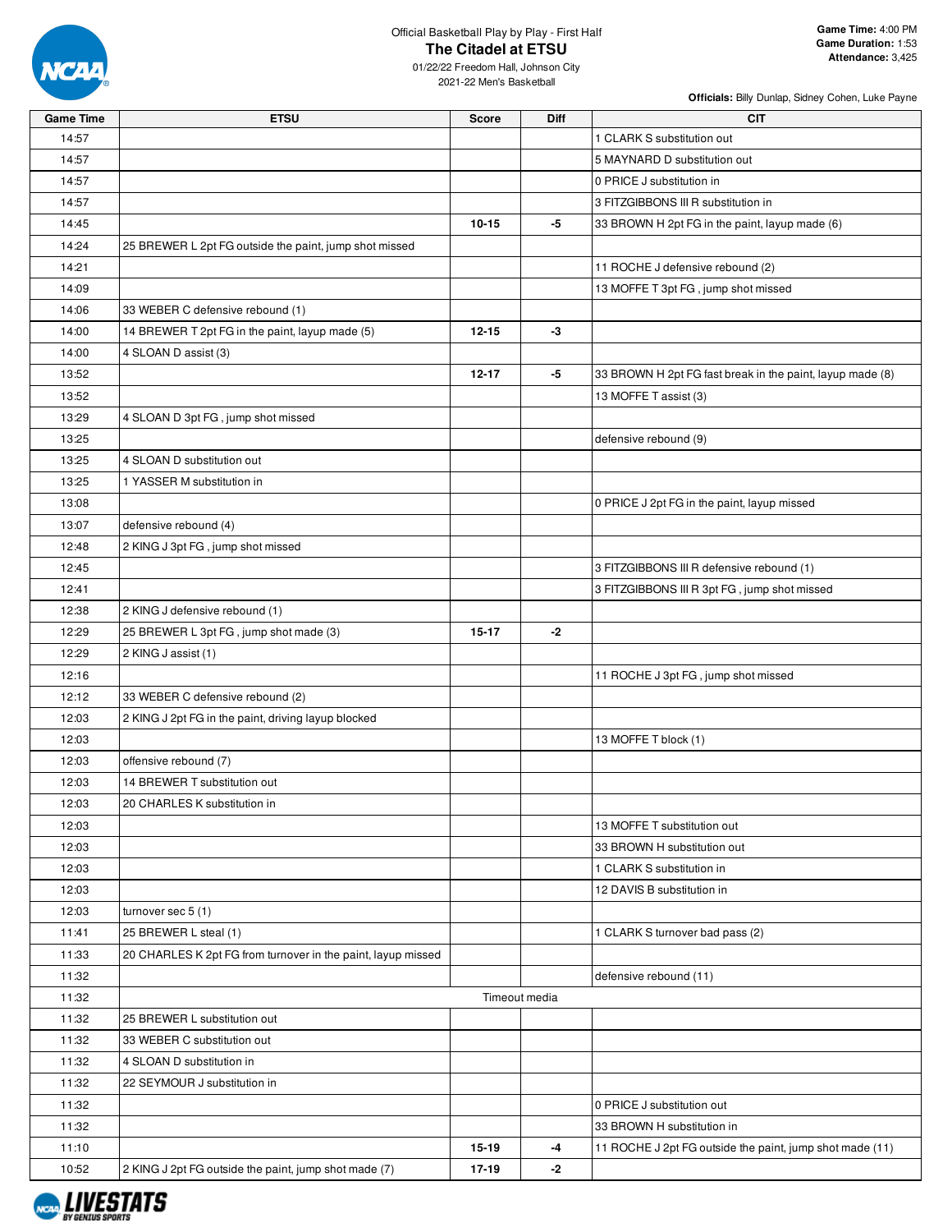Official Basketball Play by Play - First Half

# The Citadel at ETSU

01/22/22 Freedom Hall, Johnson City
2021-22 Men's Basketball

**Game Time:** 4:00 PM
**Game Duration:** 1:53
**Attendance:** 3,425

**Officials:** Billy Dunlap, Sidney Cohen, Luke Payne

| Game Time | ETSU | Score | Diff | CIT |
|---|---|---|---|---|
| 14:57 | | | | 1 CLARK S substitution out |
| 14:57 | | | | 5 MAYNARD D substitution out |
| 14:57 | | | | 0 PRICE J substitution in |
| 14:57 | | | | 3 FITZGIBBONS III R substitution in |
| 14:45 | | 10-15 | -5 | 33 BROWN H 2pt FG in the paint, layup made (6) |
| 14:24 | 25 BREWER L 2pt FG outside the paint, jump shot missed | | | |
| 14:21 | | | | 11 ROCHE J defensive rebound (2) |
| 14:09 | | | | 13 MOFFE T 3pt FG , jump shot missed |
| 14:06 | 33 WEBER C defensive rebound (1) | | | |
| 14:00 | 14 BREWER T 2pt FG in the paint, layup made (5) | 12-15 | -3 | |
| 14:00 | 4 SLOAN D assist (3) | | | |
| 13:52 | | 12-17 | -5 | 33 BROWN H 2pt FG fast break in the paint, layup made (8) |
| 13:52 | | | | 13 MOFFE T assist (3) |
| 13:29 | 4 SLOAN D 3pt FG , jump shot missed | | | |
| 13:25 | | | | defensive rebound (9) |
| 13:25 | 4 SLOAN D substitution out | | | |
| 13:25 | 1 YASSER M substitution in | | | |
| 13:08 | | | | 0 PRICE J 2pt FG in the paint, layup missed |
| 13:07 | defensive rebound (4) | | | |
| 12:48 | 2 KING J 3pt FG , jump shot missed | | | |
| 12:45 | | | | 3 FITZGIBBONS III R defensive rebound (1) |
| 12:41 | | | | 3 FITZGIBBONS III R 3pt FG , jump shot missed |
| 12:38 | 2 KING J defensive rebound (1) | | | |
| 12:29 | 25 BREWER L 3pt FG , jump shot made (3) | 15-17 | -2 | |
| 12:29 | 2 KING J assist (1) | | | |
| 12:16 | | | | 11 ROCHE J 3pt FG , jump shot missed |
| 12:12 | 33 WEBER C defensive rebound (2) | | | |
| 12:03 | 2 KING J 2pt FG in the paint, driving layup blocked | | | |
| 12:03 | | | | 13 MOFFE T block (1) |
| 12:03 | offensive rebound (7) | | | |
| 12:03 | 14 BREWER T substitution out | | | |
| 12:03 | 20 CHARLES K substitution in | | | |
| 12:03 | | | | 13 MOFFE T substitution out |
| 12:03 | | | | 33 BROWN H substitution out |
| 12:03 | | | | 1 CLARK S substitution in |
| 12:03 | | | | 12 DAVIS B substitution in |
| 12:03 | turnover sec 5 (1) | | | |
| 11:41 | 25 BREWER L steal (1) | | | 1 CLARK S turnover bad pass (2) |
| 11:33 | 20 CHARLES K 2pt FG from turnover in the paint, layup missed | | | |
| 11:32 | | | | defensive rebound (11) |
| 11:32 | Timeout media | | | |
| 11:32 | 25 BREWER L substitution out | | | |
| 11:32 | 33 WEBER C substitution out | | | |
| 11:32 | 4 SLOAN D substitution in | | | |
| 11:32 | 22 SEYMOUR J substitution in | | | |
| 11:32 | | | | 0 PRICE J substitution out |
| 11:32 | | | | 33 BROWN H substitution in |
| 11:10 | | 15-19 | -4 | 11 ROCHE J 2pt FG outside the paint, jump shot made (11) |
| 10:52 | 2 KING J 2pt FG outside the paint, jump shot made (7) | 17-19 | -2 | |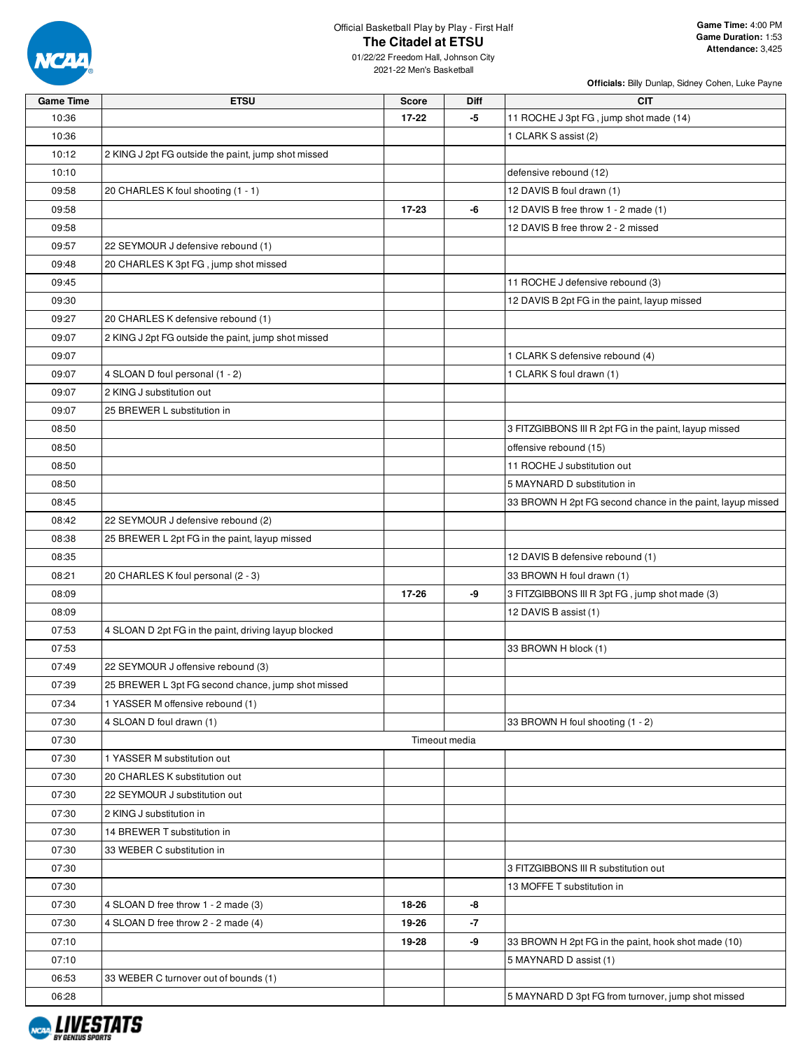Official Basketball Play by Play - First Half

# The Citadel at ETSU

01/22/22 Freedom Hall, Johnson City
2021-22 Men's Basketball

**Game Time:** 4:00 PM
**Game Duration:** 1:53
**Attendance:** 3,425

**Officials:** Billy Dunlap, Sidney Cohen, Luke Payne

| Game Time | ETSU | Score | Diff | CIT |
| --- | --- | --- | --- | --- |
| 10:36 | | 17-22 | -5 | 11 ROCHE J 3pt FG , jump shot made (14) |
| 10:36 | | | | 1 CLARK S assist (2) |
| 10:12 | 2 KING J 2pt FG outside the paint, jump shot missed | | | |
| 10:10 | | | | defensive rebound (12) |
| 09:58 | 20 CHARLES K foul shooting (1 - 1) | | | 12 DAVIS B foul drawn (1) |
| 09:58 | | 17-23 | -6 | 12 DAVIS B free throw 1 - 2 made (1) |
| 09:58 | | | | 12 DAVIS B free throw 2 - 2 missed |
| 09:57 | 22 SEYMOUR J defensive rebound (1) | | | |
| 09:48 | 20 CHARLES K 3pt FG , jump shot missed | | | |
| 09:45 | | | | 11 ROCHE J defensive rebound (3) |
| 09:30 | | | | 12 DAVIS B 2pt FG in the paint, layup missed |
| 09:27 | 20 CHARLES K defensive rebound (1) | | | |
| 09:07 | 2 KING J 2pt FG outside the paint, jump shot missed | | | |
| 09:07 | | | | 1 CLARK S defensive rebound (4) |
| 09:07 | 4 SLOAN D foul personal (1 - 2) | | | 1 CLARK S foul drawn (1) |
| 09:07 | 2 KING J substitution out | | | |
| 09:07 | 25 BREWER L substitution in | | | |
| 08:50 | | | | 3 FITZGIBBONS III R 2pt FG in the paint, layup missed |
| 08:50 | | | | offensive rebound (15) |
| 08:50 | | | | 11 ROCHE J substitution out |
| 08:50 | | | | 5 MAYNARD D substitution in |
| 08:45 | | | | 33 BROWN H 2pt FG second chance in the paint, layup missed |
| 08:42 | 22 SEYMOUR J defensive rebound (2) | | | |
| 08:38 | 25 BREWER L 2pt FG in the paint, layup missed | | | |
| 08:35 | | | | 12 DAVIS B defensive rebound (1) |
| 08:21 | 20 CHARLES K foul personal (2 - 3) | | | 33 BROWN H foul drawn (1) |
| 08:09 | | 17-26 | -9 | 3 FITZGIBBONS III R 3pt FG , jump shot made (3) |
| 08:09 | | | | 12 DAVIS B assist (1) |
| 07:53 | 4 SLOAN D 2pt FG in the paint, driving layup blocked | | | |
| 07:53 | | | | 33 BROWN H block (1) |
| 07:49 | 22 SEYMOUR J offensive rebound (3) | | | |
| 07:39 | 25 BREWER L 3pt FG second chance, jump shot missed | | | |
| 07:34 | 1 YASSER M offensive rebound (1) | | | |
| 07:30 | 4 SLOAN D foul drawn (1) | | | 33 BROWN H foul shooting (1 - 2) |
| 07:30 | Timeout media | | | |
| 07:30 | 1 YASSER M substitution out | | | |
| 07:30 | 20 CHARLES K substitution out | | | |
| 07:30 | 22 SEYMOUR J substitution out | | | |
| 07:30 | 2 KING J substitution in | | | |
| 07:30 | 14 BREWER T substitution in | | | |
| 07:30 | 33 WEBER C substitution in | | | |
| 07:30 | | | | 3 FITZGIBBONS III R substitution out |
| 07:30 | | | | 13 MOFFE T substitution in |
| 07:30 | 4 SLOAN D free throw 1 - 2 made (3) | 18-26 | -8 | |
| 07:30 | 4 SLOAN D free throw 2 - 2 made (4) | 19-26 | -7 | |
| 07:10 | | 19-28 | -9 | 33 BROWN H 2pt FG in the paint, hook shot made (10) |
| 07:10 | | | | 5 MAYNARD D assist (1) |
| 06:53 | 33 WEBER C turnover out of bounds (1) | | | |
| 06:28 | | | | 5 MAYNARD D 3pt FG from turnover, jump shot missed |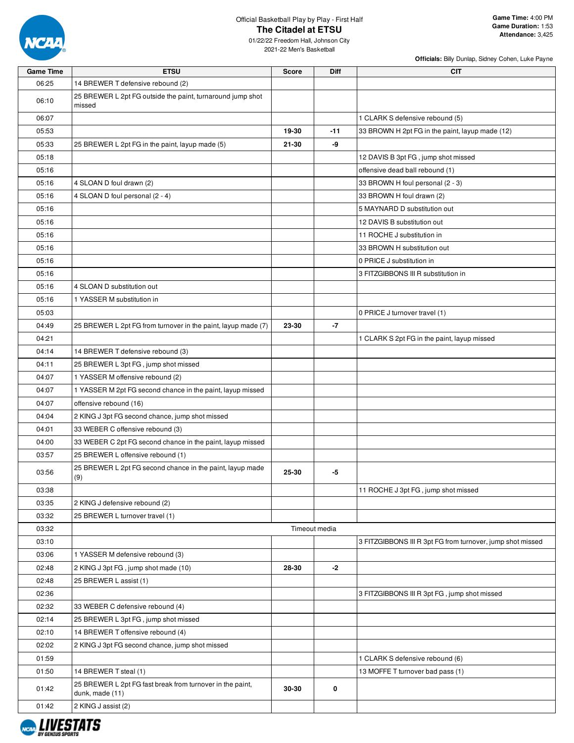Official Basketball Play by Play - First Half

# The Citadel at ETSU

01/22/22 Freedom Hall, Johnson City
2021-22 Men's Basketball

**Game Time:** 4:00 PM
**Game Duration:** 1:53
**Attendance:** 3,425

**Officials:** Billy Dunlap, Sidney Cohen, Luke Payne

| Game Time | ETSU | Score | Diff | CIT |
|---|---|---|---|---|
| 06:25 | 14 BREWER T defensive rebound (2) | | | |
| 06:10 | 25 BREWER L 2pt FG outside the paint, turnaround jump shot missed | | | |
| 06:07 | | | | 1 CLARK S defensive rebound (5) |
| 05:53 | | 19-30 | -11 | 33 BROWN H 2pt FG in the paint, layup made (12) |
| 05:33 | 25 BREWER L 2pt FG in the paint, layup made (5) | 21-30 | -9 | |
| 05:18 | | | | 12 DAVIS B 3pt FG , jump shot missed |
| 05:16 | | | | offensive dead ball rebound (1) |
| 05:16 | 4 SLOAN D foul drawn (2) | | | 33 BROWN H foul personal (2 - 3) |
| 05:16 | 4 SLOAN D foul personal (2 - 4) | | | 33 BROWN H foul drawn (2) |
| 05:16 | | | | 5 MAYNARD D substitution out |
| 05:16 | | | | 12 DAVIS B substitution out |
| 05:16 | | | | 11 ROCHE J substitution in |
| 05:16 | | | | 33 BROWN H substitution out |
| 05:16 | | | | 0 PRICE J substitution in |
| 05:16 | | | | 3 FITZGIBBONS III R substitution in |
| 05:16 | 4 SLOAN D substitution out | | | |
| 05:16 | 1 YASSER M substitution in | | | |
| 05:03 | | | | 0 PRICE J turnover travel (1) |
| 04:49 | 25 BREWER L 2pt FG from turnover in the paint, layup made (7) | 23-30 | -7 | |
| 04:21 | | | | 1 CLARK S 2pt FG in the paint, layup missed |
| 04:14 | 14 BREWER T defensive rebound (3) | | | |
| 04:11 | 25 BREWER L 3pt FG , jump shot missed | | | |
| 04:07 | 1 YASSER M offensive rebound (2) | | | |
| 04:07 | 1 YASSER M 2pt FG second chance in the paint, layup missed | | | |
| 04:07 | offensive rebound (16) | | | |
| 04:04 | 2 KING J 3pt FG second chance, jump shot missed | | | |
| 04:01 | 33 WEBER C offensive rebound (3) | | | |
| 04:00 | 33 WEBER C 2pt FG second chance in the paint, layup missed | | | |
| 03:57 | 25 BREWER L offensive rebound (1) | | | |
| 03:56 | 25 BREWER L 2pt FG second chance in the paint, layup made (9) | 25-30 | -5 | |
| 03:38 | | | | 11 ROCHE J 3pt FG , jump shot missed |
| 03:35 | 2 KING J defensive rebound (2) | | | |
| 03:32 | 25 BREWER L turnover travel (1) | | | |
| 03:32 | | Timeout media | | |
| 03:10 | | | | 3 FITZGIBBONS III R 3pt FG from turnover, jump shot missed |
| 03:06 | 1 YASSER M defensive rebound (3) | | | |
| 02:48 | 2 KING J 3pt FG , jump shot made (10) | 28-30 | -2 | |
| 02:48 | 25 BREWER L assist (1) | | | |
| 02:36 | | | | 3 FITZGIBBONS III R 3pt FG , jump shot missed |
| 02:32 | 33 WEBER C defensive rebound (4) | | | |
| 02:14 | 25 BREWER L 3pt FG , jump shot missed | | | |
| 02:10 | 14 BREWER T offensive rebound (4) | | | |
| 02:02 | 2 KING J 3pt FG second chance, jump shot missed | | | |
| 01:59 | | | | 1 CLARK S defensive rebound (6) |
| 01:50 | 14 BREWER T steal (1) | | | 13 MOFFE T turnover bad pass (1) |
| 01:42 | 25 BREWER L 2pt FG fast break from turnover in the paint, dunk, made (11) | 30-30 | 0 | |
| 01:42 | 2 KING J assist (2) | | | |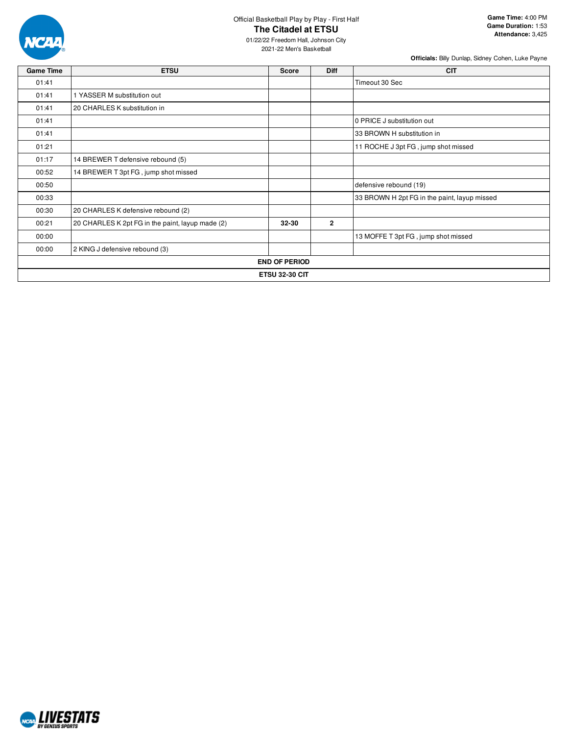Official Basketball Play by Play - First Half

# The Citadel at ETSU

01/22/22 Freedom Hall, Johnson City

2021-22 Men's Basketball

**Game Time:** 4:00 PM
**Game Duration:** 1:53
**Attendance:** 3,425

**Officials:** Billy Dunlap, Sidney Cohen, Luke Payne

| Game Time | ETSU | Score | Diff | CIT |
|---|---|---|---|---|
| 01:41 | | | | Timeout 30 Sec |
| 01:41 | 1 YASSER M substitution out | | | |
| 01:41 | 20 CHARLES K substitution in | | | |
| 01:41 | | | | 0 PRICE J substitution out |
| 01:41 | | | | 33 BROWN H substitution in |
| 01:21 | | | | 11 ROCHE J 3pt FG , jump shot missed |
| 01:17 | 14 BREWER T defensive rebound (5) | | | |
| 00:52 | 14 BREWER T 3pt FG , jump shot missed | | | |
| 00:50 | | | | defensive rebound (19) |
| 00:33 | | | | 33 BROWN H 2pt FG in the paint, layup missed |
| 00:30 | 20 CHARLES K defensive rebound (2) | | | |
| 00:21 | 20 CHARLES K 2pt FG in the paint, layup made (2) | **32-30** | **2** | |
| 00:00 | | | | 13 MOFFE T 3pt FG , jump shot missed |
| 00:00 | 2 KING J defensive rebound (3) | | | |
| **END OF PERIOD** | | | | |
| **ETSU 32-30 CIT** | | | | |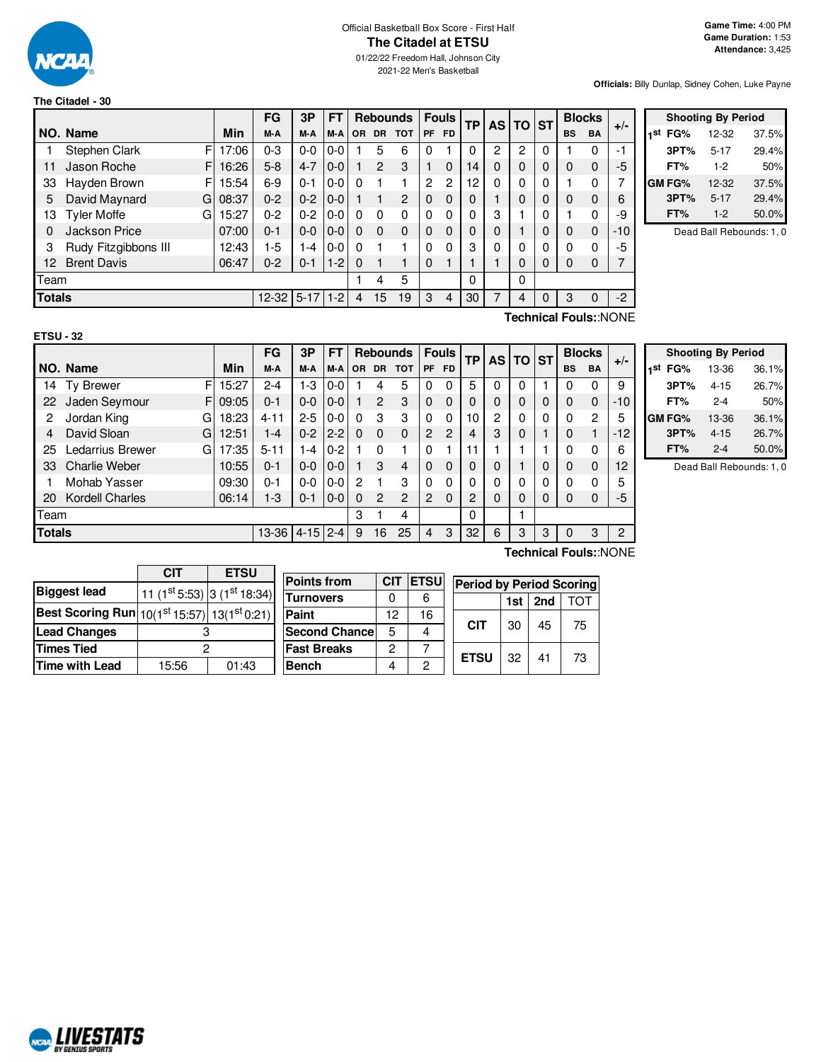Official Basketball Box Score - First Half

# The Citadel at ETSU

01/22/22 Freedom Hall, Johnson City

2021-22 Men's Basketball

**Game Time:** 4:00 PM
**Game Duration:** 1:53
**Attendance:** 3,425

**Officials:** Billy Dunlap, Sidney Cohen, Luke Payne

## The Citadel - 30

| NO. | Name | | Min | FG M-A | 3P M-A | FT M-A | OR | DR | TOT | PF | FD | TP | AS | TO | ST | BS | BA | +/- |
|---|---|---|---|---|---|---|---|---|---|---|---|---|---|---|---|---|---|---|
| 1 | Stephen Clark | F | 17:06 | 0-3 | 0-0 | 0-0 | 1 | 5 | 6 | 0 | 1 | 0 | 2 | 2 | 0 | 1 | 0 | -1 |
| 11 | Jason Roche | F | 16:26 | 5-8 | 4-7 | 0-0 | 1 | 2 | 3 | 1 | 0 | 14 | 0 | 0 | 0 | 0 | 0 | -5 |
| 33 | Hayden Brown | F | 15:54 | 6-9 | 0-1 | 0-0 | 0 | 1 | 1 | 2 | 2 | 12 | 0 | 0 | 0 | 1 | 0 | 7 |
| 5 | David Maynard | G | 08:37 | 0-2 | 0-2 | 0-0 | 1 | 1 | 2 | 0 | 0 | 0 | 1 | 0 | 0 | 0 | 0 | 6 |
| 13 | Tyler Moffe | G | 15:27 | 0-2 | 0-2 | 0-0 | 0 | 0 | 0 | 0 | 0 | 0 | 3 | 1 | 0 | 1 | 0 | -9 |
| 0 | Jackson Price | | 07:00 | 0-1 | 0-0 | 0-0 | 0 | 0 | 0 | 0 | 0 | 0 | 0 | 1 | 0 | 0 | 0 | -10 |
| 3 | Rudy Fitzgibbons III | | 12:43 | 1-5 | 1-4 | 0-0 | 0 | 1 | 1 | 0 | 0 | 3 | 0 | 0 | 0 | 0 | 0 | -5 |
| 12 | Brent Davis | | 06:47 | 0-2 | 0-1 | 1-2 | 0 | 1 | 1 | 0 | 1 | 1 | 1 | 0 | 0 | 0 | 0 | 7 |
| | Team | | | | | | 1 | 4 | 5 | | | 0 | | 0 | | | | |
| | **Totals** | | | 12-32 | 5-17 | 1-2 | 4 | 15 | 19 | 3 | 4 | 30 | 7 | 4 | 0 | 3 | 0 | -2 |

**Technical Fouls:**:NONE

| Shooting By Period | | |
|---|---|---|
| 1st FG% | 12-32 | 37.5% |
| 3PT% | 5-17 | 29.4% |
| FT% | 1-2 | 50% |
| GM FG% | 12-32 | 37.5% |
| 3PT% | 5-17 | 29.4% |
| FT% | 1-2 | 50.0% |

Dead Ball Rebounds: 1, 0

## ETSU - 32

| NO. | Name | | Min | FG M-A | 3P M-A | FT M-A | OR | DR | TOT | PF | FD | TP | AS | TO | ST | BS | BA | +/- |
|---|---|---|---|---|---|---|---|---|---|---|---|---|---|---|---|---|---|---|
| 14 | Ty Brewer | F | 15:27 | 2-4 | 1-3 | 0-0 | 1 | 4 | 5 | 0 | 0 | 5 | 0 | 0 | 1 | 0 | 0 | 9 |
| 22 | Jaden Seymour | F | 09:05 | 0-1 | 0-0 | 0-0 | 1 | 2 | 3 | 0 | 0 | 0 | 0 | 0 | 0 | 0 | 0 | -10 |
| 2 | Jordan King | G | 18:23 | 4-11 | 2-5 | 0-0 | 0 | 3 | 3 | 0 | 0 | 10 | 2 | 0 | 0 | 0 | 2 | 5 |
| 4 | David Sloan | G | 12:51 | 1-4 | 0-2 | 2-2 | 0 | 0 | 0 | 2 | 2 | 4 | 3 | 0 | 1 | 0 | 1 | -12 |
| 25 | Ledarrius Brewer | G | 17:35 | 5-11 | 1-4 | 0-2 | 1 | 0 | 1 | 0 | 1 | 11 | 1 | 1 | 1 | 0 | 0 | 6 |
| 33 | Charlie Weber | | 10:55 | 0-1 | 0-0 | 0-0 | 1 | 3 | 4 | 0 | 0 | 0 | 0 | 1 | 0 | 0 | 0 | 12 |
| 1 | Mohab Yasser | | 09:30 | 0-1 | 0-0 | 0-0 | 2 | 1 | 3 | 0 | 0 | 0 | 0 | 0 | 0 | 0 | 0 | 5 |
| 20 | Kordell Charles | | 06:14 | 1-3 | 0-1 | 0-0 | 0 | 2 | 2 | 2 | 0 | 2 | 0 | 0 | 0 | 0 | 0 | -5 |
| | Team | | | | | | 3 | 1 | 4 | | | 0 | | 1 | | | | |
| | **Totals** | | | 13-36 | 4-15 | 2-4 | 9 | 16 | 25 | 4 | 3 | 32 | 6 | 3 | 3 | 0 | 3 | 2 |

**Technical Fouls:**:NONE

| Shooting By Period | | |
|---|---|---|
| 1st FG% | 13-36 | 36.1% |
| 3PT% | 4-15 | 26.7% |
| FT% | 2-4 | 50% |
| GM FG% | 13-36 | 36.1% |
| 3PT% | 4-15 | 26.7% |
| FT% | 2-4 | 50.0% |

Dead Ball Rebounds: 1, 0

| | CIT | ETSU |
|---|---|---|
| **Biggest lead** | 11 (1st 5:53) | 3 (1st 18:34) |
| **Best Scoring Run** | 10(1st 15:57) | 13(1st 0:21) |
| **Lead Changes** | 3 | |
| **Times Tied** | 2 | |
| **Time with Lead** | 15:56 | 01:43 |

| Points from | CIT | ETSU |
|---|---|---|
| Turnovers | 0 | 6 |
| Paint | 12 | 16 |
| Second Chance | 5 | 4 |
| Fast Breaks | 2 | 7 |
| Bench | 4 | 2 |

| Period by Period Scoring | 1st | 2nd | TOT |
|---|---|---|---|
| CIT | 30 | 45 | 75 |
| ETSU | 32 | 41 | 73 |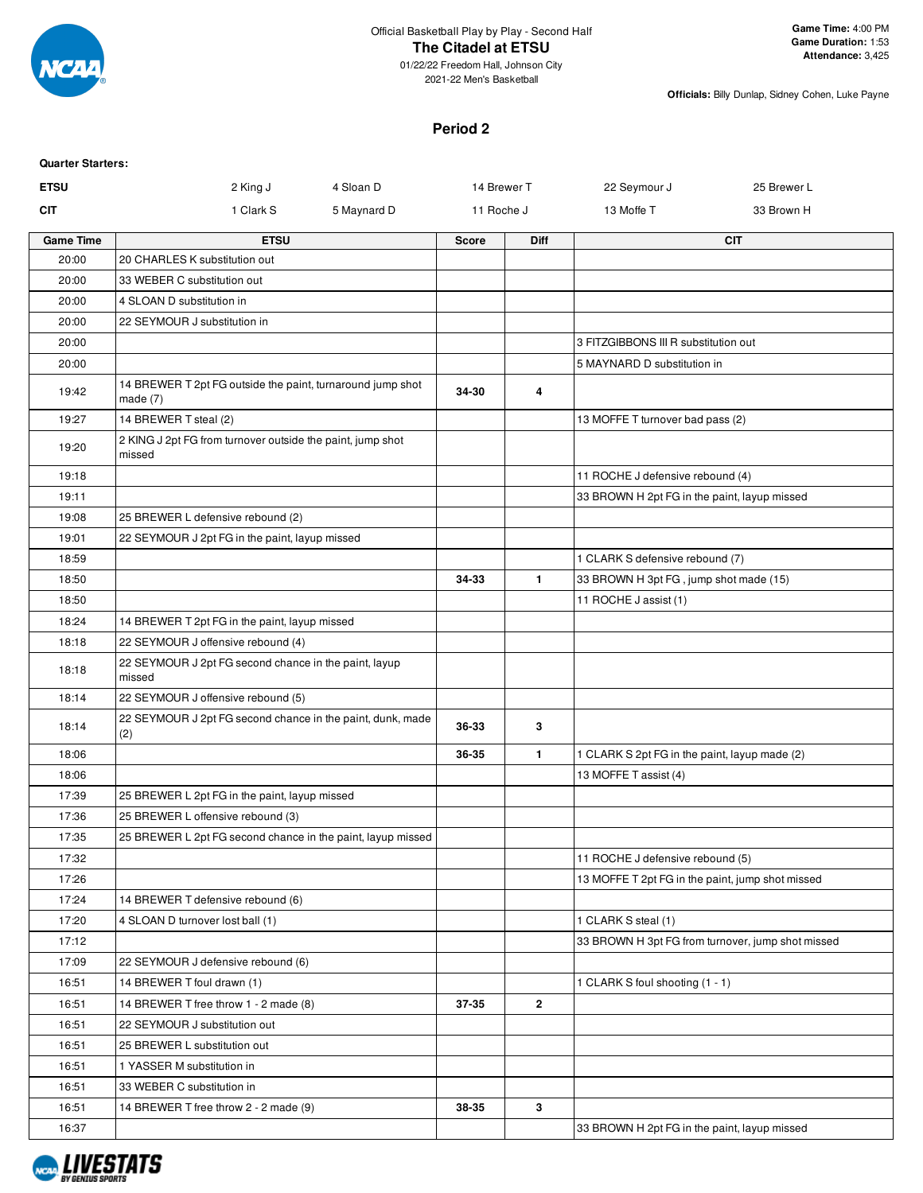Official Basketball Play by Play - Second Half

**The Citadel at ETSU**

01/22/22 Freedom Hall, Johnson City

2021-22 Men's Basketball

**Game Time:** 4:00 PM
**Game Duration:** 1:53
**Attendance:** 3,425

**Officials:** Billy Dunlap, Sidney Cohen, Luke Payne

## Period 2

**Quarter Starters:**

| | | | | | |
|---|---|---|---|---|---|
| **ETSU** | 2 King J | 4 Sloan D | 14 Brewer T | 22 Seymour J | 25 Brewer L |
| **CIT** | 1 Clark S | 5 Maynard D | 11 Roche J | 13 Moffe T | 33 Brown H |

| Game Time | ETSU | Score | Diff | CIT |
|---|---|---|---|---|
| 20:00 | 20 CHARLES K substitution out | | | |
| 20:00 | 33 WEBER C substitution out | | | |
| 20:00 | 4 SLOAN D substitution in | | | |
| 20:00 | 22 SEYMOUR J substitution in | | | |
| 20:00 | | | | 3 FITZGIBBONS III R substitution out |
| 20:00 | | | | 5 MAYNARD D substitution in |
| 19:42 | 14 BREWER T 2pt FG outside the paint, turnaround jump shot made (7) | **34-30** | **4** | |
| 19:27 | 14 BREWER T steal (2) | | | 13 MOFFE T turnover bad pass (2) |
| 19:20 | 2 KING J 2pt FG from turnover outside the paint, jump shot missed | | | |
| 19:18 | | | | 11 ROCHE J defensive rebound (4) |
| 19:11 | | | | 33 BROWN H 2pt FG in the paint, layup missed |
| 19:08 | 25 BREWER L defensive rebound (2) | | | |
| 19:01 | 22 SEYMOUR J 2pt FG in the paint, layup missed | | | |
| 18:59 | | | | 1 CLARK S defensive rebound (7) |
| 18:50 | | **34-33** | **1** | 33 BROWN H 3pt FG , jump shot made (15) |
| 18:50 | | | | 11 ROCHE J assist (1) |
| 18:24 | 14 BREWER T 2pt FG in the paint, layup missed | | | |
| 18:18 | 22 SEYMOUR J offensive rebound (4) | | | |
| 18:18 | 22 SEYMOUR J 2pt FG second chance in the paint, layup missed | | | |
| 18:14 | 22 SEYMOUR J offensive rebound (5) | | | |
| 18:14 | 22 SEYMOUR J 2pt FG second chance in the paint, dunk, made (2) | **36-33** | **3** | |
| 18:06 | | **36-35** | **1** | 1 CLARK S 2pt FG in the paint, layup made (2) |
| 18:06 | | | | 13 MOFFE T assist (4) |
| 17:39 | 25 BREWER L 2pt FG in the paint, layup missed | | | |
| 17:36 | 25 BREWER L offensive rebound (3) | | | |
| 17:35 | 25 BREWER L 2pt FG second chance in the paint, layup missed | | | |
| 17:32 | | | | 11 ROCHE J defensive rebound (5) |
| 17:26 | | | | 13 MOFFE T 2pt FG in the paint, jump shot missed |
| 17:24 | 14 BREWER T defensive rebound (6) | | | |
| 17:20 | 4 SLOAN D turnover lost ball (1) | | | 1 CLARK S steal (1) |
| 17:12 | | | | 33 BROWN H 3pt FG from turnover, jump shot missed |
| 17:09 | 22 SEYMOUR J defensive rebound (6) | | | |
| 16:51 | 14 BREWER T foul drawn (1) | | | 1 CLARK S foul shooting (1 - 1) |
| 16:51 | 14 BREWER T free throw 1 - 2 made (8) | **37-35** | **2** | |
| 16:51 | 22 SEYMOUR J substitution out | | | |
| 16:51 | 25 BREWER L substitution out | | | |
| 16:51 | 1 YASSER M substitution in | | | |
| 16:51 | 33 WEBER C substitution in | | | |
| 16:51 | 14 BREWER T free throw 2 - 2 made (9) | **38-35** | **3** | |
| 16:37 | | | | 33 BROWN H 2pt FG in the paint, layup missed |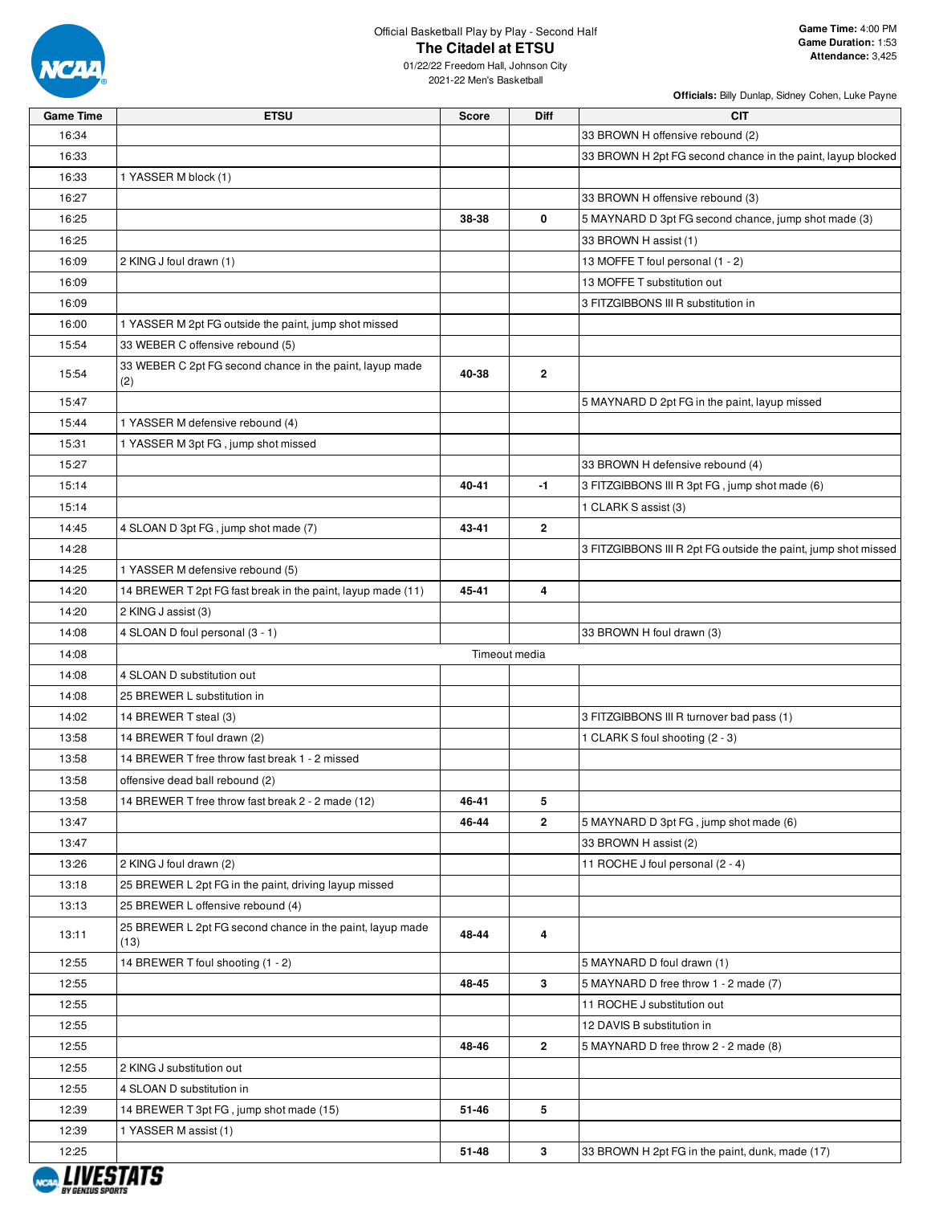Official Basketball Play by Play - Second Half

**The Citadel at ETSU**

01/22/22 Freedom Hall, Johnson City

2021-22 Men's Basketball

**Game Time:** 4:00 PM
**Game Duration:** 1:53
**Attendance:** 3,425

**Officials:** Billy Dunlap, Sidney Cohen, Luke Payne

| Game Time | ETSU | Score | Diff | CIT |
|---|---|---|---|---|
| 16:34 | | | | 33 BROWN H offensive rebound (2) |
| 16:33 | | | | 33 BROWN H 2pt FG second chance in the paint, layup blocked |
| 16:33 | 1 YASSER M block (1) | | | |
| 16:27 | | | | 33 BROWN H offensive rebound (3) |
| 16:25 | | 38-38 | 0 | 5 MAYNARD D 3pt FG second chance, jump shot made (3) |
| 16:25 | | | | 33 BROWN H assist (1) |
| 16:09 | 2 KING J foul drawn (1) | | | 13 MOFFE T foul personal (1 - 2) |
| 16:09 | | | | 13 MOFFE T substitution out |
| 16:09 | | | | 3 FITZGIBBONS III R substitution in |
| 16:00 | 1 YASSER M 2pt FG outside the paint, jump shot missed | | | |
| 15:54 | 33 WEBER C offensive rebound (5) | | | |
| 15:54 | 33 WEBER C 2pt FG second chance in the paint, layup made (2) | 40-38 | 2 | |
| 15:47 | | | | 5 MAYNARD D 2pt FG in the paint, layup missed |
| 15:44 | 1 YASSER M defensive rebound (4) | | | |
| 15:31 | 1 YASSER M 3pt FG , jump shot missed | | | |
| 15:27 | | | | 33 BROWN H defensive rebound (4) |
| 15:14 | | 40-41 | -1 | 3 FITZGIBBONS III R 3pt FG , jump shot made (6) |
| 15:14 | | | | 1 CLARK S assist (3) |
| 14:45 | 4 SLOAN D 3pt FG , jump shot made (7) | 43-41 | 2 | |
| 14:28 | | | | 3 FITZGIBBONS III R 2pt FG outside the paint, jump shot missed |
| 14:25 | 1 YASSER M defensive rebound (5) | | | |
| 14:20 | 14 BREWER T 2pt FG fast break in the paint, layup made (11) | 45-41 | 4 | |
| 14:20 | 2 KING J assist (3) | | | |
| 14:08 | 4 SLOAN D foul personal (3 - 1) | | | 33 BROWN H foul drawn (3) |
| 14:08 | | Timeout media | | |
| 14:08 | 4 SLOAN D substitution out | | | |
| 14:08 | 25 BREWER L substitution in | | | |
| 14:02 | 14 BREWER T steal (3) | | | 3 FITZGIBBONS III R turnover bad pass (1) |
| 13:58 | 14 BREWER T foul drawn (2) | | | 1 CLARK S foul shooting (2 - 3) |
| 13:58 | 14 BREWER T free throw fast break 1 - 2 missed | | | |
| 13:58 | offensive dead ball rebound (2) | | | |
| 13:58 | 14 BREWER T free throw fast break 2 - 2 made (12) | 46-41 | 5 | |
| 13:47 | | 46-44 | 2 | 5 MAYNARD D 3pt FG , jump shot made (6) |
| 13:47 | | | | 33 BROWN H assist (2) |
| 13:26 | 2 KING J foul drawn (2) | | | 11 ROCHE J foul personal (2 - 4) |
| 13:18 | 25 BREWER L 2pt FG in the paint, driving layup missed | | | |
| 13:13 | 25 BREWER L offensive rebound (4) | | | |
| 13:11 | 25 BREWER L 2pt FG second chance in the paint, layup made (13) | 48-44 | 4 | |
| 12:55 | 14 BREWER T foul shooting (1 - 2) | | | 5 MAYNARD D foul drawn (1) |
| 12:55 | | 48-45 | 3 | 5 MAYNARD D free throw 1 - 2 made (7) |
| 12:55 | | | | 11 ROCHE J substitution out |
| 12:55 | | | | 12 DAVIS B substitution in |
| 12:55 | | 48-46 | 2 | 5 MAYNARD D free throw 2 - 2 made (8) |
| 12:55 | 2 KING J substitution out | | | |
| 12:55 | 4 SLOAN D substitution in | | | |
| 12:39 | 14 BREWER T 3pt FG , jump shot made (15) | 51-46 | 5 | |
| 12:39 | 1 YASSER M assist (1) | | | |
| 12:25 | | 51-48 | 3 | 33 BROWN H 2pt FG in the paint, dunk, made (17) |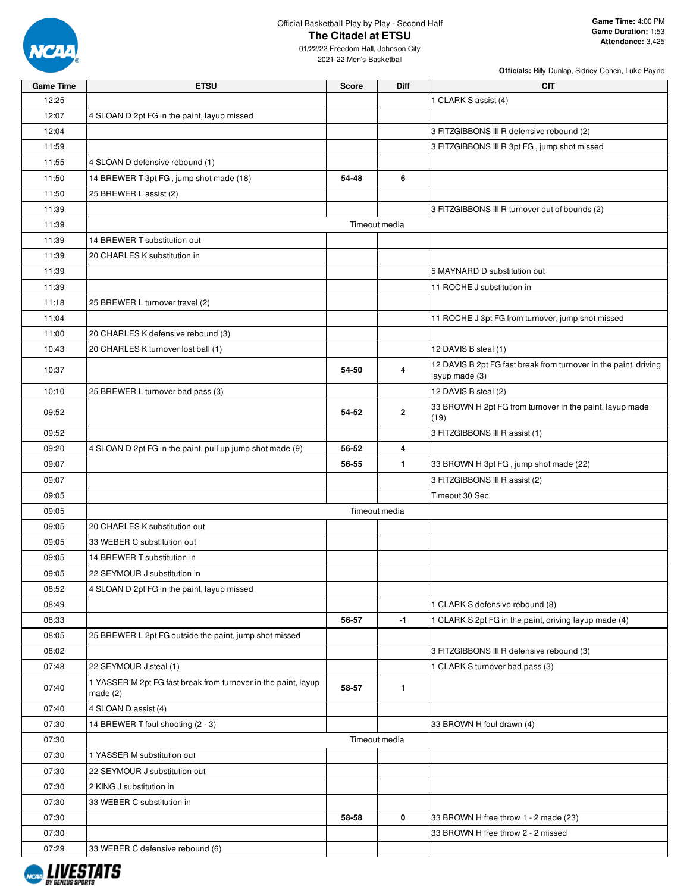Official Basketball Play by Play - Second Half

# The Citadel at ETSU

01/22/22 Freedom Hall, Johnson City
2021-22 Men's Basketball

**Game Time:** 4:00 PM
**Game Duration:** 1:53
**Attendance:** 3,425

**Officials:** Billy Dunlap, Sidney Cohen, Luke Payne

| Game Time | ETSU | Score | Diff | CIT |
|---|---|---|---|---|
| 12:25 | | | | 1 CLARK S assist (4) |
| 12:07 | 4 SLOAN D 2pt FG in the paint, layup missed | | | |
| 12:04 | | | | 3 FITZGIBBONS III R defensive rebound (2) |
| 11:59 | | | | 3 FITZGIBBONS III R 3pt FG , jump shot missed |
| 11:55 | 4 SLOAN D defensive rebound (1) | | | |
| 11:50 | 14 BREWER T 3pt FG , jump shot made (18) | 54-48 | 6 | |
| 11:50 | 25 BREWER L assist (2) | | | |
| 11:39 | | | | 3 FITZGIBBONS III R turnover out of bounds (2) |
| 11:39 | Timeout media | | | |
| 11:39 | 14 BREWER T substitution out | | | |
| 11:39 | 20 CHARLES K substitution in | | | |
| 11:39 | | | | 5 MAYNARD D substitution out |
| 11:39 | | | | 11 ROCHE J substitution in |
| 11:18 | 25 BREWER L turnover travel (2) | | | |
| 11:04 | | | | 11 ROCHE J 3pt FG from turnover, jump shot missed |
| 11:00 | 20 CHARLES K defensive rebound (3) | | | |
| 10:43 | 20 CHARLES K turnover lost ball (1) | | | 12 DAVIS B steal (1) |
| 10:37 | | 54-50 | 4 | 12 DAVIS B 2pt FG fast break from turnover in the paint, driving layup made (3) |
| 10:10 | 25 BREWER L turnover bad pass (3) | | | 12 DAVIS B steal (2) |
| 09:52 | | 54-52 | 2 | 33 BROWN H 2pt FG from turnover in the paint, layup made (19) |
| 09:52 | | | | 3 FITZGIBBONS III R assist (1) |
| 09:20 | 4 SLOAN D 2pt FG in the paint, pull up jump shot made (9) | 56-52 | 4 | |
| 09:07 | | 56-55 | 1 | 33 BROWN H 3pt FG , jump shot made (22) |
| 09:07 | | | | 3 FITZGIBBONS III R assist (2) |
| 09:05 | | | | Timeout 30 Sec |
| 09:05 | Timeout media | | | |
| 09:05 | 20 CHARLES K substitution out | | | |
| 09:05 | 33 WEBER C substitution out | | | |
| 09:05 | 14 BREWER T substitution in | | | |
| 09:05 | 22 SEYMOUR J substitution in | | | |
| 08:52 | 4 SLOAN D 2pt FG in the paint, layup missed | | | |
| 08:49 | | | | 1 CLARK S defensive rebound (8) |
| 08:33 | | 56-57 | -1 | 1 CLARK S 2pt FG in the paint, driving layup made (4) |
| 08:05 | 25 BREWER L 2pt FG outside the paint, jump shot missed | | | |
| 08:02 | | | | 3 FITZGIBBONS III R defensive rebound (3) |
| 07:48 | 22 SEYMOUR J steal (1) | | | 1 CLARK S turnover bad pass (3) |
| 07:40 | 1 YASSER M 2pt FG fast break from turnover in the paint, layup made (2) | 58-57 | 1 | |
| 07:40 | 4 SLOAN D assist (4) | | | |
| 07:30 | 14 BREWER T foul shooting (2 - 3) | | | 33 BROWN H foul drawn (4) |
| 07:30 | Timeout media | | | |
| 07:30 | 1 YASSER M substitution out | | | |
| 07:30 | 22 SEYMOUR J substitution out | | | |
| 07:30 | 2 KING J substitution in | | | |
| 07:30 | 33 WEBER C substitution in | | | |
| 07:30 | | 58-58 | 0 | 33 BROWN H free throw 1 - 2 made (23) |
| 07:30 | | | | 33 BROWN H free throw 2 - 2 missed |
| 07:29 | 33 WEBER C defensive rebound (6) | | | |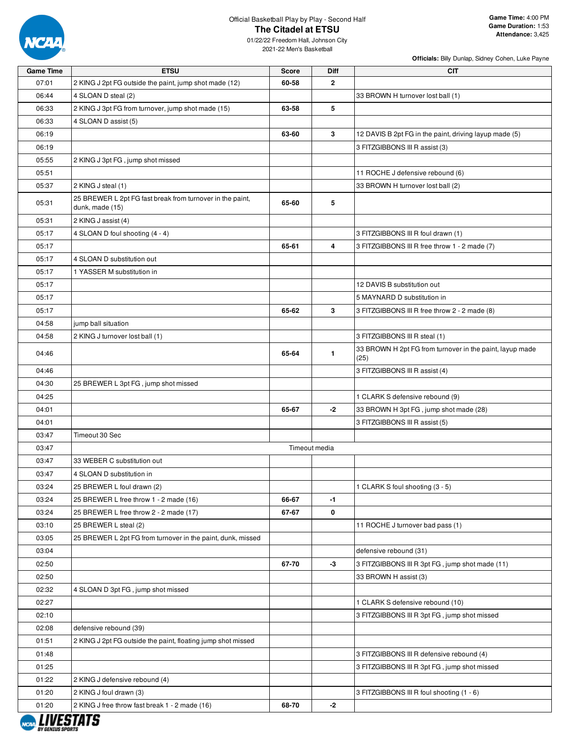Official Basketball Play by Play - Second Half

# The Citadel at ETSU

01/22/22 Freedom Hall, Johnson City
2021-22 Men's Basketball

**Game Time:** 4:00 PM
**Game Duration:** 1:53
**Attendance:** 3,425

**Officials:** Billy Dunlap, Sidney Cohen, Luke Payne

| Game Time | ETSU | Score | Diff | CIT |
|---|---|---|---|---|
| 07:01 | 2 KING J 2pt FG outside the paint, jump shot made (12) | 60-58 | 2 | |
| 06:44 | 4 SLOAN D steal (2) | | | 33 BROWN H turnover lost ball (1) |
| 06:33 | 2 KING J 3pt FG from turnover, jump shot made (15) | 63-58 | 5 | |
| 06:33 | 4 SLOAN D assist (5) | | | |
| 06:19 | | 63-60 | 3 | 12 DAVIS B 2pt FG in the paint, driving layup made (5) |
| 06:19 | | | | 3 FITZGIBBONS III R assist (3) |
| 05:55 | 2 KING J 3pt FG , jump shot missed | | | |
| 05:51 | | | | 11 ROCHE J defensive rebound (6) |
| 05:37 | 2 KING J steal (1) | | | 33 BROWN H turnover lost ball (2) |
| 05:31 | 25 BREWER L 2pt FG fast break from turnover in the paint, dunk, made (15) | 65-60 | 5 | |
| 05:31 | 2 KING J assist (4) | | | |
| 05:17 | 4 SLOAN D foul shooting (4 - 4) | | | 3 FITZGIBBONS III R foul drawn (1) |
| 05:17 | | 65-61 | 4 | 3 FITZGIBBONS III R free throw 1 - 2 made (7) |
| 05:17 | 4 SLOAN D substitution out | | | |
| 05:17 | 1 YASSER M substitution in | | | |
| 05:17 | | | | 12 DAVIS B substitution out |
| 05:17 | | | | 5 MAYNARD D substitution in |
| 05:17 | | 65-62 | 3 | 3 FITZGIBBONS III R free throw 2 - 2 made (8) |
| 04:58 | jump ball situation | | | |
| 04:58 | 2 KING J turnover lost ball (1) | | | 3 FITZGIBBONS III R steal (1) |
| 04:46 | | 65-64 | 1 | 33 BROWN H 2pt FG from turnover in the paint, layup made (25) |
| 04:46 | | | | 3 FITZGIBBONS III R assist (4) |
| 04:30 | 25 BREWER L 3pt FG , jump shot missed | | | |
| 04:25 | | | | 1 CLARK S defensive rebound (9) |
| 04:01 | | 65-67 | -2 | 33 BROWN H 3pt FG , jump shot made (28) |
| 04:01 | | | | 3 FITZGIBBONS III R assist (5) |
| 03:47 | Timeout 30 Sec | | | |
| 03:47 | Timeout media | | | |
| 03:47 | 33 WEBER C substitution out | | | |
| 03:47 | 4 SLOAN D substitution in | | | |
| 03:24 | 25 BREWER L foul drawn (2) | | | 1 CLARK S foul shooting (3 - 5) |
| 03:24 | 25 BREWER L free throw 1 - 2 made (16) | 66-67 | -1 | |
| 03:24 | 25 BREWER L free throw 2 - 2 made (17) | 67-67 | 0 | |
| 03:10 | 25 BREWER L steal (2) | | | 11 ROCHE J turnover bad pass (1) |
| 03:05 | 25 BREWER L 2pt FG from turnover in the paint, dunk, missed | | | |
| 03:04 | | | | defensive rebound (31) |
| 02:50 | | 67-70 | -3 | 3 FITZGIBBONS III R 3pt FG , jump shot made (11) |
| 02:50 | | | | 33 BROWN H assist (3) |
| 02:32 | 4 SLOAN D 3pt FG , jump shot missed | | | |
| 02:27 | | | | 1 CLARK S defensive rebound (10) |
| 02:10 | | | | 3 FITZGIBBONS III R 3pt FG , jump shot missed |
| 02:08 | defensive rebound (39) | | | |
| 01:51 | 2 KING J 2pt FG outside the paint, floating jump shot missed | | | |
| 01:48 | | | | 3 FITZGIBBONS III R defensive rebound (4) |
| 01:25 | | | | 3 FITZGIBBONS III R 3pt FG , jump shot missed |
| 01:22 | 2 KING J defensive rebound (4) | | | |
| 01:20 | 2 KING J foul drawn (3) | | | 3 FITZGIBBONS III R foul shooting (1 - 6) |
| 01:20 | 2 KING J free throw fast break 1 - 2 made (16) | 68-70 | -2 | |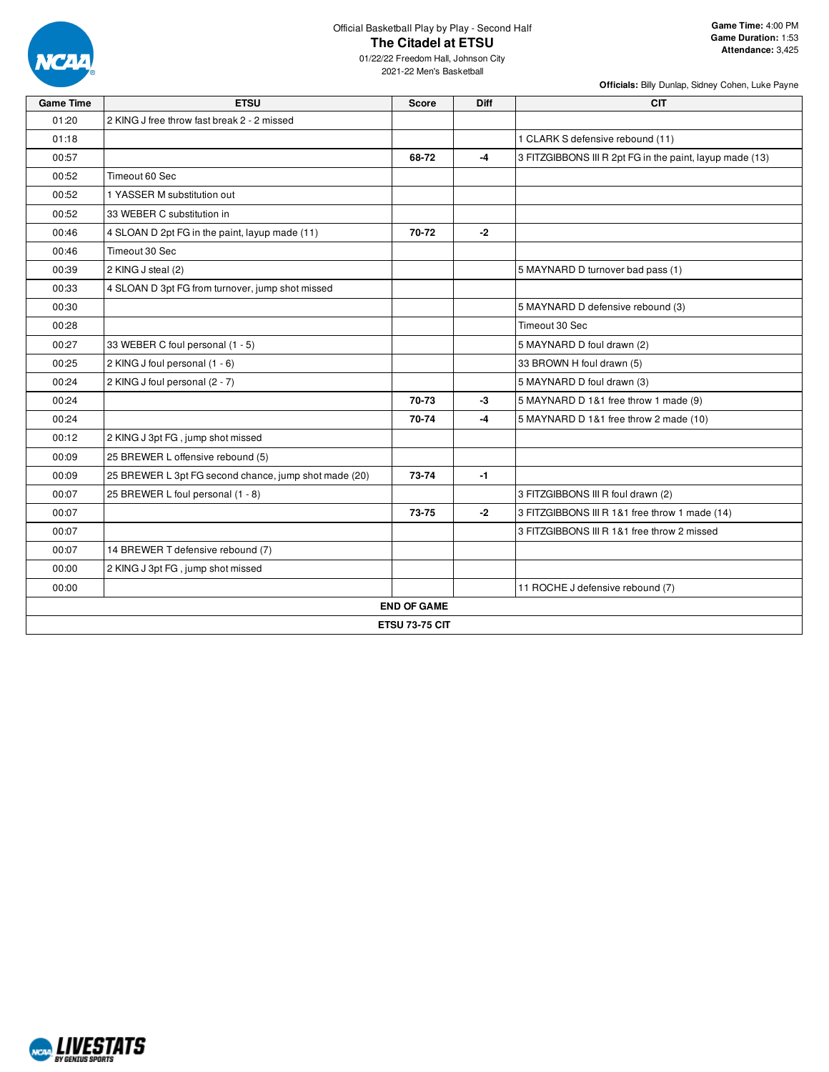Official Basketball Play by Play - Second Half

# The Citadel at ETSU

01/22/22 Freedom Hall, Johnson City
2021-22 Men's Basketball

**Game Time:** 4:00 PM
**Game Duration:** 1:53
**Attendance:** 3,425

**Officials:** Billy Dunlap, Sidney Cohen, Luke Payne

| Game Time | ETSU | Score | Diff | CIT |
|---|---|---|---|---|
| 01:20 | 2 KING J free throw fast break 2 - 2 missed | | | |
| 01:18 | | | | 1 CLARK S defensive rebound (11) |
| 00:57 | | 68-72 | -4 | 3 FITZGIBBONS III R 2pt FG in the paint, layup made (13) |
| 00:52 | Timeout 60 Sec | | | |
| 00:52 | 1 YASSER M substitution out | | | |
| 00:52 | 33 WEBER C substitution in | | | |
| 00:46 | 4 SLOAN D 2pt FG in the paint, layup made (11) | 70-72 | -2 | |
| 00:46 | Timeout 30 Sec | | | |
| 00:39 | 2 KING J steal (2) | | | 5 MAYNARD D turnover bad pass (1) |
| 00:33 | 4 SLOAN D 3pt FG from turnover, jump shot missed | | | |
| 00:30 | | | | 5 MAYNARD D defensive rebound (3) |
| 00:28 | | | | Timeout 30 Sec |
| 00:27 | 33 WEBER C foul personal (1 - 5) | | | 5 MAYNARD D foul drawn (2) |
| 00:25 | 2 KING J foul personal (1 - 6) | | | 33 BROWN H foul drawn (5) |
| 00:24 | 2 KING J foul personal (2 - 7) | | | 5 MAYNARD D foul drawn (3) |
| 00:24 | | 70-73 | -3 | 5 MAYNARD D 1&1 free throw 1 made (9) |
| 00:24 | | 70-74 | -4 | 5 MAYNARD D 1&1 free throw 2 made (10) |
| 00:12 | 2 KING J 3pt FG , jump shot missed | | | |
| 00:09 | 25 BREWER L offensive rebound (5) | | | |
| 00:09 | 25 BREWER L 3pt FG second chance, jump shot made (20) | 73-74 | -1 | |
| 00:07 | 25 BREWER L foul personal (1 - 8) | | | 3 FITZGIBBONS III R foul drawn (2) |
| 00:07 | | 73-75 | -2 | 3 FITZGIBBONS III R 1&1 free throw 1 made (14) |
| 00:07 | | | | 3 FITZGIBBONS III R 1&1 free throw 2 missed |
| 00:07 | 14 BREWER T defensive rebound (7) | | | |
| 00:00 | 2 KING J 3pt FG , jump shot missed | | | |
| 00:00 | | | | 11 ROCHE J defensive rebound (7) |
| END OF GAME | | | | |
| ETSU 73-75 CIT | | | | |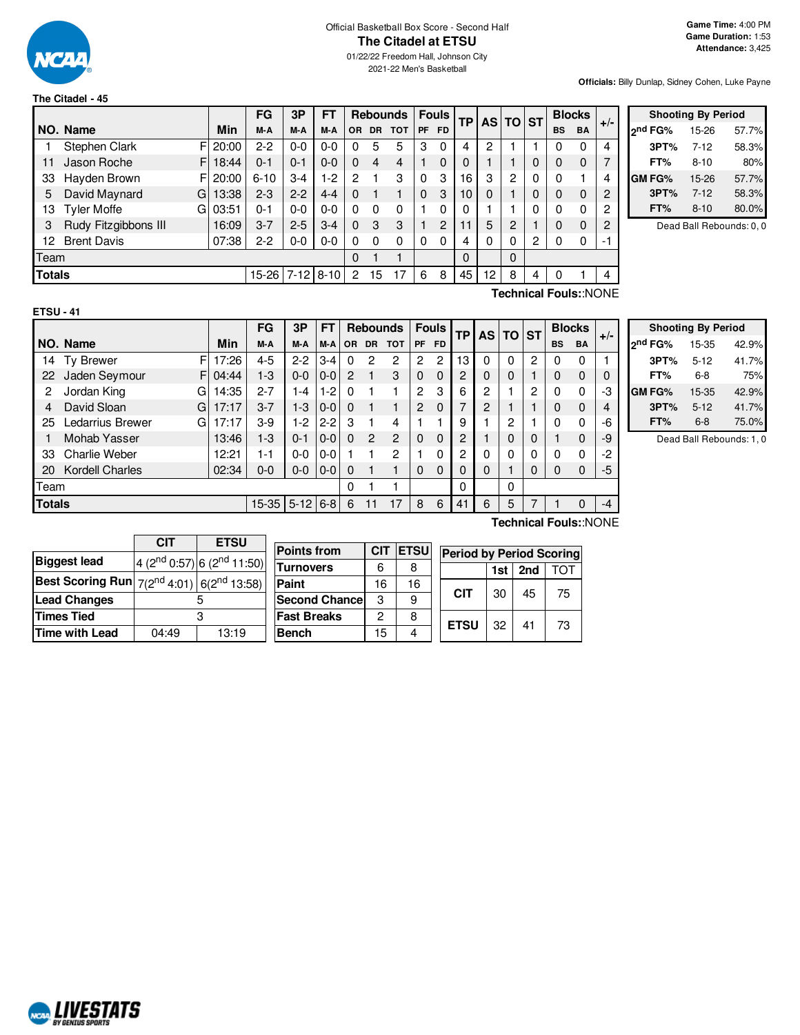Official Basketball Box Score - Second Half

# The Citadel at ETSU

01/22/22 Freedom Hall, Johnson City

2021-22 Men's Basketball

**Game Time:** 4:00 PM
**Game Duration:** 1:53
**Attendance:** 3,425

**Officials:** Billy Dunlap, Sidney Cohen, Luke Payne

## The Citadel - 45

| NO. | Name | | Min | FG M-A | 3P M-A | FT M-A | Rebounds OR | DR | TOT | Fouls PF | FD | TP | AS | TO | ST | Blocks BS | BA | +/- |
|---|---|---|---|---|---|---|---|---|---|---|---|---|---|---|---|---|---|---|
| 1 | Stephen Clark | F | 20:00 | 2-2 | 0-0 | 0-0 | 0 | 5 | 5 | 3 | 0 | 4 | 2 | 1 | 1 | 0 | 0 | 4 |
| 11 | Jason Roche | F | 18:44 | 0-1 | 0-1 | 0-0 | 0 | 4 | 4 | 1 | 0 | 0 | 1 | 1 | 0 | 0 | 0 | 7 |
| 33 | Hayden Brown | F | 20:00 | 6-10 | 3-4 | 1-2 | 2 | 1 | 3 | 0 | 3 | 16 | 3 | 2 | 0 | 0 | 1 | 4 |
| 5 | David Maynard | G | 13:38 | 2-3 | 2-2 | 4-4 | 0 | 1 | 1 | 0 | 3 | 10 | 0 | 1 | 0 | 0 | 0 | 2 |
| 13 | Tyler Moffe | G | 03:51 | 0-1 | 0-0 | 0-0 | 0 | 0 | 0 | 1 | 0 | 0 | 1 | 1 | 0 | 0 | 0 | 2 |
| 3 | Rudy Fitzgibbons III | | 16:09 | 3-7 | 2-5 | 3-4 | 0 | 3 | 3 | 1 | 2 | 11 | 5 | 2 | 1 | 0 | 0 | 2 |
| 12 | Brent Davis | | 07:38 | 2-2 | 0-0 | 0-0 | 0 | 0 | 0 | 0 | 0 | 4 | 0 | 0 | 2 | 0 | 0 | -1 |
| | Team | | | | | | 0 | 1 | 1 | | | 0 | | 0 | | | | |
| | **Totals** | | | 15-26 | 7-12 | 8-10 | 2 | 15 | 17 | 6 | 8 | 45 | 12 | 8 | 4 | 0 | 1 | 4 |

**Technical Fouls:**:NONE

| Shooting By Period | | |
|---|---|---|
| 2nd FG% | 15-26 | 57.7% |
| 3PT% | 7-12 | 58.3% |
| FT% | 8-10 | 80% |
| GM FG% | 15-26 | 57.7% |
| 3PT% | 7-12 | 58.3% |
| FT% | 8-10 | 80.0% |

Dead Ball Rebounds: 0, 0

## ETSU - 41

| NO. | Name | | Min | FG M-A | 3P M-A | FT M-A | Rebounds OR | DR | TOT | Fouls PF | FD | TP | AS | TO | ST | Blocks BS | BA | +/- |
|---|---|---|---|---|---|---|---|---|---|---|---|---|---|---|---|---|---|---|
| 14 | Ty Brewer | F | 17:26 | 4-5 | 2-2 | 3-4 | 0 | 2 | 2 | 2 | 2 | 13 | 0 | 0 | 2 | 0 | 0 | 1 |
| 22 | Jaden Seymour | F | 04:44 | 1-3 | 0-0 | 0-0 | 2 | 1 | 3 | 0 | 0 | 2 | 0 | 0 | 1 | 0 | 0 | 0 |
| 2 | Jordan King | G | 14:35 | 2-7 | 1-4 | 1-2 | 0 | 1 | 1 | 2 | 3 | 6 | 2 | 1 | 2 | 0 | 0 | -3 |
| 4 | David Sloan | G | 17:17 | 3-7 | 1-3 | 0-0 | 0 | 1 | 1 | 2 | 0 | 7 | 2 | 1 | 1 | 0 | 0 | 4 |
| 25 | Ledarrius Brewer | G | 17:17 | 3-9 | 1-2 | 2-2 | 3 | 1 | 4 | 1 | 1 | 9 | 1 | 2 | 1 | 0 | 0 | -6 |
| 1 | Mohab Yasser | | 13:46 | 1-3 | 0-1 | 0-0 | 0 | 2 | 2 | 0 | 0 | 2 | 1 | 0 | 0 | 1 | 0 | -9 |
| 33 | Charlie Weber | | 12:21 | 1-1 | 0-0 | 0-0 | 1 | 1 | 2 | 1 | 0 | 2 | 0 | 0 | 0 | 0 | 0 | -2 |
| 20 | Kordell Charles | | 02:34 | 0-0 | 0-0 | 0-0 | 0 | 1 | 1 | 0 | 0 | 0 | 0 | 1 | 0 | 0 | 0 | -5 |
| | Team | | | | | | 0 | 1 | 1 | | | 0 | | 0 | | | | |
| | **Totals** | | | 15-35 | 5-12 | 6-8 | 6 | 11 | 17 | 8 | 6 | 41 | 6 | 5 | 7 | 1 | 0 | -4 |

**Technical Fouls:**:NONE

| Shooting By Period | | |
|---|---|---|
| 2nd FG% | 15-35 | 42.9% |
| 3PT% | 5-12 | 41.7% |
| FT% | 6-8 | 75% |
| GM FG% | 15-35 | 42.9% |
| 3PT% | 5-12 | 41.7% |
| FT% | 6-8 | 75.0% |

Dead Ball Rebounds: 1, 0

| | CIT | ETSU |
|---|---|---|
| **Biggest lead** | 4 (2nd 0:57) | 6 (2nd 11:50) |
| **Best Scoring Run** | 7(2nd 4:01) | 6(2nd 13:58) |
| **Lead Changes** | 5 | |
| **Times Tied** | 3 | |
| **Time with Lead** | 04:49 | 13:19 |

| Points from | CIT | ETSU |
|---|---|---|
| Turnovers | 6 | 8 |
| Paint | 16 | 16 |
| Second Chance | 3 | 9 |
| Fast Breaks | 2 | 8 |
| Bench | 15 | 4 |

| Period by Period Scoring | 1st | 2nd | TOT |
|---|---|---|---|
| CIT | 30 | 45 | 75 |
| ETSU | 32 | 41 | 73 |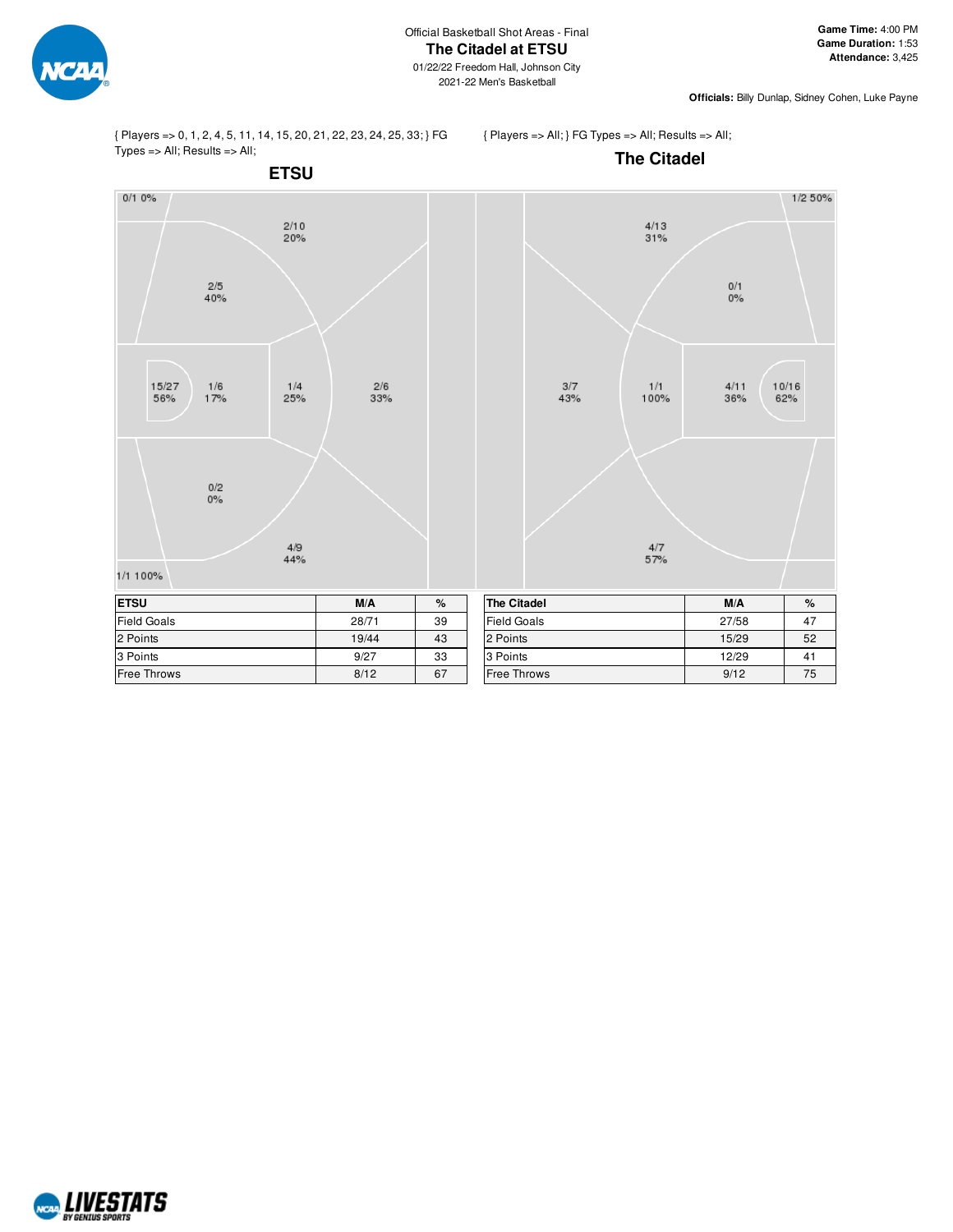Official Basketball Shot Areas - Final

# The Citadel at ETSU

01/22/22 Freedom Hall, Johnson City
2021-22 Men's Basketball

**Game Time:** 4:00 PM
**Game Duration:** 1:53
**Attendance:** 3,425

**Officials:** Billy Dunlap, Sidney Cohen, Luke Payne

{ Players => 0, 1, 2, 4, 5, 11, 14, 15, 20, 21, 22, 23, 24, 25, 33; } FG Types => All; Results => All;

## ETSU

0/1 0%
2/10 20%
2/5 40%
15/27 56%
1/6 17%
1/4 25%
2/6 33%
0/2 0%
4/9 44%
1/1 100%

{ Players => All; } FG Types => All; Results => All;

## The Citadel

1/2 50%
4/13 31%
0/1 0%
3/7 43%
1/1 100%
4/11 36%
10/16 62%
4/7 57%

| ETSU | M/A | % |
|---|---|---|
| Field Goals | 28/71 | 39 |
| 2 Points | 19/44 | 43 |
| 3 Points | 9/27 | 33 |
| Free Throws | 8/12 | 67 |

| The Citadel | M/A | % |
|---|---|---|
| Field Goals | 27/58 | 47 |
| 2 Points | 15/29 | 52 |
| 3 Points | 12/29 | 41 |
| Free Throws | 9/12 | 75 |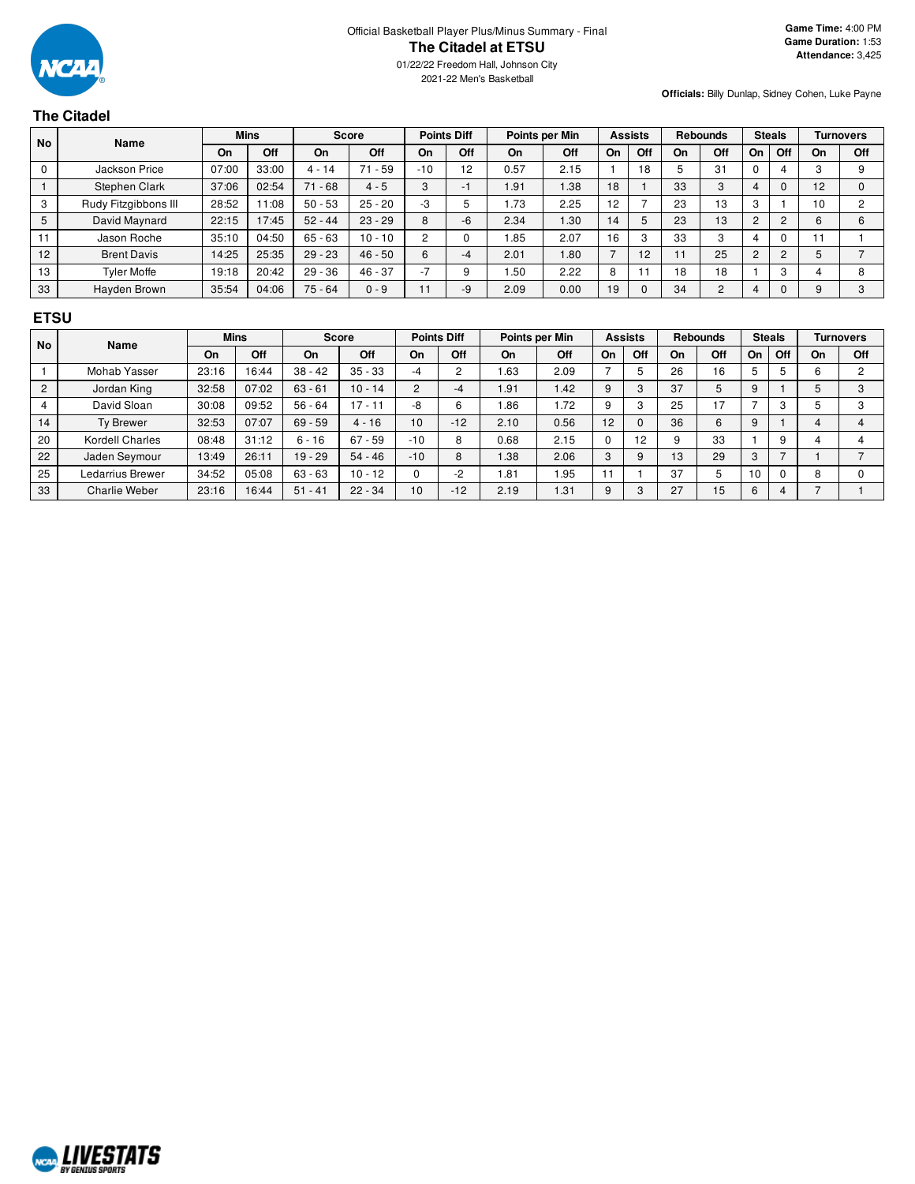Official Basketball Player Plus/Minus Summary - Final

# The Citadel at ETSU

01/22/22 Freedom Hall, Johnson City

2021-22 Men's Basketball

**Game Time:** 4:00 PM
**Game Duration:** 1:53
**Attendance:** 3,425

**Officials:** Billy Dunlap, Sidney Cohen, Luke Payne

## The Citadel

| No | Name | Mins | | Score | | Points Diff | | Points per Min | | Assists | | Rebounds | | Steals | | Turnovers | |
|---|---|---|---|---|---|---|---|---|---|---|---|---|---|---|---|---|---|
| | | On | Off | On | Off | On | Off | On | Off | On | Off | On | Off | On | Off | On | Off |
| 0 | Jackson Price | 07:00 | 33:00 | 4 - 14 | 71 - 59 | -10 | 12 | 0.57 | 2.15 | 1 | 18 | 5 | 31 | 0 | 4 | 3 | 9 |
| 1 | Stephen Clark | 37:06 | 02:54 | 71 - 68 | 4 - 5 | 3 | -1 | 1.91 | 1.38 | 18 | 1 | 33 | 3 | 4 | 0 | 12 | 0 |
| 3 | Rudy Fitzgibbons III | 28:52 | 11:08 | 50 - 53 | 25 - 20 | -3 | 5 | 1.73 | 2.25 | 12 | 7 | 23 | 13 | 3 | 1 | 10 | 2 |
| 5 | David Maynard | 22:15 | 17:45 | 52 - 44 | 23 - 29 | 8 | -6 | 2.34 | 1.30 | 14 | 5 | 23 | 13 | 2 | 2 | 6 | 6 |
| 11 | Jason Roche | 35:10 | 04:50 | 65 - 63 | 10 - 10 | 2 | 0 | 1.85 | 2.07 | 16 | 3 | 33 | 3 | 4 | 0 | 11 | 1 |
| 12 | Brent Davis | 14:25 | 25:35 | 29 - 23 | 46 - 50 | 6 | -4 | 2.01 | 1.80 | 7 | 12 | 11 | 25 | 2 | 2 | 5 | 7 |
| 13 | Tyler Moffe | 19:18 | 20:42 | 29 - 36 | 46 - 37 | -7 | 9 | 1.50 | 2.22 | 8 | 11 | 18 | 18 | 1 | 3 | 4 | 8 |
| 33 | Hayden Brown | 35:54 | 04:06 | 75 - 64 | 0 - 9 | 11 | -9 | 2.09 | 0.00 | 19 | 0 | 34 | 2 | 4 | 0 | 9 | 3 |

## ETSU

| No | Name | Mins | | Score | | Points Diff | | Points per Min | | Assists | | Rebounds | | Steals | | Turnovers | |
|---|---|---|---|---|---|---|---|---|---|---|---|---|---|---|---|---|---|
| | | On | Off | On | Off | On | Off | On | Off | On | Off | On | Off | On | Off | On | Off |
| 1 | Mohab Yasser | 23:16 | 16:44 | 38 - 42 | 35 - 33 | -4 | 2 | 1.63 | 2.09 | 7 | 5 | 26 | 16 | 5 | 5 | 6 | 2 |
| 2 | Jordan King | 32:58 | 07:02 | 63 - 61 | 10 - 14 | 2 | -4 | 1.91 | 1.42 | 9 | 3 | 37 | 5 | 9 | 1 | 5 | 3 |
| 4 | David Sloan | 30:08 | 09:52 | 56 - 64 | 17 - 11 | -8 | 6 | 1.86 | 1.72 | 9 | 3 | 25 | 17 | 7 | 3 | 5 | 3 |
| 14 | Ty Brewer | 32:53 | 07:07 | 69 - 59 | 4 - 16 | 10 | -12 | 2.10 | 0.56 | 12 | 0 | 36 | 6 | 9 | 1 | 4 | 4 |
| 20 | Kordell Charles | 08:48 | 31:12 | 6 - 16 | 67 - 59 | -10 | 8 | 0.68 | 2.15 | 0 | 12 | 9 | 33 | 1 | 9 | 4 | 4 |
| 22 | Jaden Seymour | 13:49 | 26:11 | 19 - 29 | 54 - 46 | -10 | 8 | 1.38 | 2.06 | 3 | 9 | 13 | 29 | 3 | 7 | 1 | 7 |
| 25 | Ledarrius Brewer | 34:52 | 05:08 | 63 - 63 | 10 - 12 | 0 | -2 | 1.81 | 1.95 | 11 | 1 | 37 | 5 | 10 | 0 | 8 | 0 |
| 33 | Charlie Weber | 23:16 | 16:44 | 51 - 41 | 22 - 34 | 10 | -12 | 2.19 | 1.31 | 9 | 3 | 27 | 15 | 6 | 4 | 7 | 1 |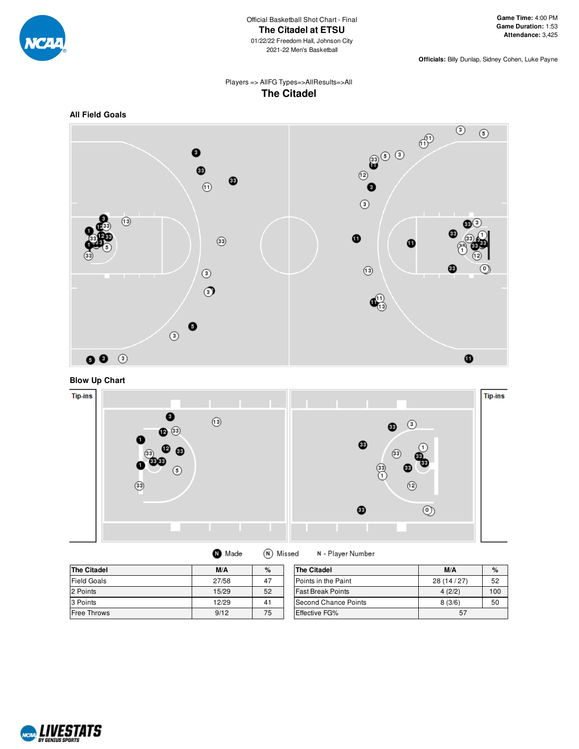Official Basketball Shot Chart - Final

# The Citadel at ETSU

01/22/22 Freedom Hall, Johnson City
2021-22 Men's Basketball

**Game Time:** 4:00 PM
**Game Duration:** 1:53
**Attendance:** 3,425

**Officials:** Billy Dunlap, Sidney Cohen, Luke Payne

Players => AllFG Types=>AllResults=>All

## The Citadel

### All Field Goals

### Blow Up Chart

Tip-ins

Tip-ins

N Made   N Missed   N - Player Number

| The Citadel | M/A | % |
|---|---|---|
| Field Goals | 27/58 | 47 |
| 2 Points | 15/29 | 52 |
| 3 Points | 12/29 | 41 |
| Free Throws | 9/12 | 75 |

| The Citadel | M/A | % |
|---|---|---|
| Points in the Paint | 28 (14 / 27) | 52 |
| Fast Break Points | 4 (2/2) | 100 |
| Second Chance Points | 8 (3/6) | 50 |
| Effective FG% | 57 | |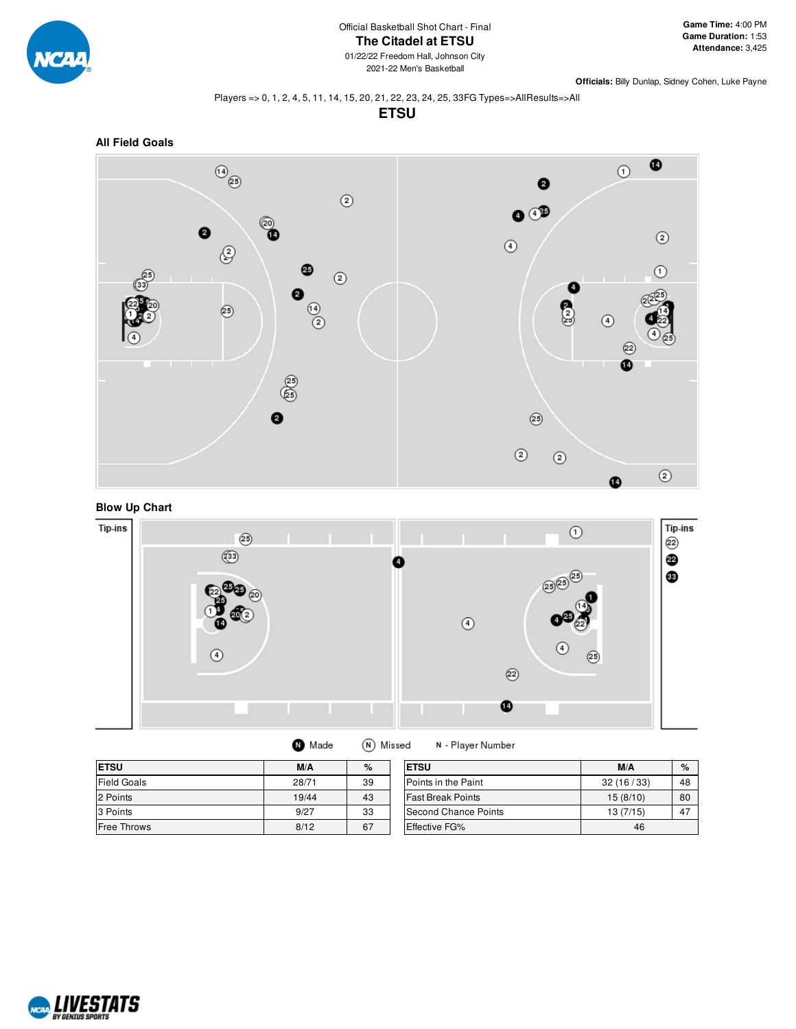Official Basketball Shot Chart - Final

# The Citadel at ETSU

01/22/22 Freedom Hall, Johnson City
2021-22 Men's Basketball

**Game Time:** 4:00 PM
**Game Duration:** 1:53
**Attendance:** 3,425

**Officials:** Billy Dunlap, Sidney Cohen, Luke Payne

Players => 0, 1, 2, 4, 5, 11, 14, 15, 20, 21, 22, 23, 24, 25, 33FG Types=>AllResults=>All

## ETSU

### All Field Goals

### Blow Up Chart

Tip-ins

Tip-ins

Made  Missed  N - Player Number

| ETSU | M/A | % |
|---|---|---|
| Field Goals | 28/71 | 39 |
| 2 Points | 19/44 | 43 |
| 3 Points | 9/27 | 33 |
| Free Throws | 8/12 | 67 |

| ETSU | M/A | % |
|---|---|---|
| Points in the Paint | 32 (16 / 33) | 48 |
| Fast Break Points | 15 (8/10) | 80 |
| Second Chance Points | 13 (7/15) | 47 |
| Effective FG% | 46 | |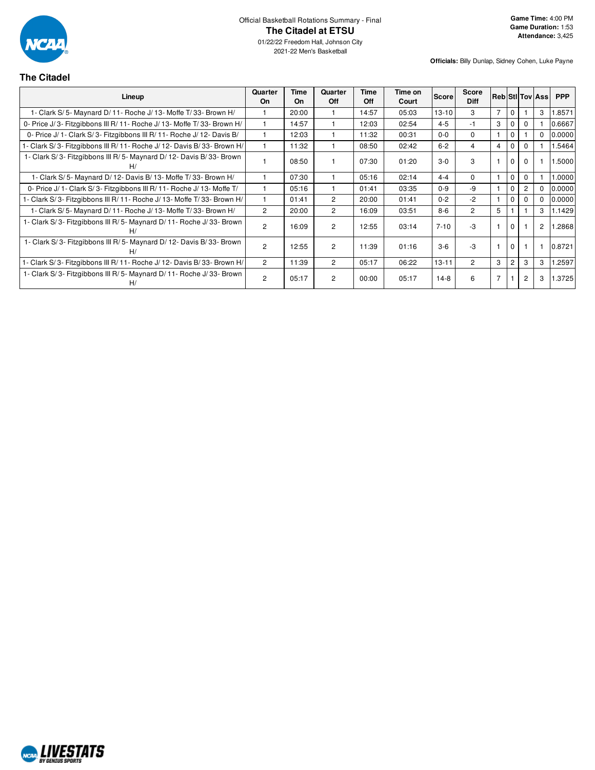Official Basketball Rotations Summary - Final

# The Citadel at ETSU

01/22/22 Freedom Hall, Johnson City

2021-22 Men's Basketball

**Game Time:** 4:00 PM
**Game Duration:** 1:53
**Attendance:** 3,425

**Officials:** Billy Dunlap, Sidney Cohen, Luke Payne

## The Citadel

| Lineup | Quarter On | Time On | Quarter Off | Time Off | Time on Court | Score | Score Diff | Reb | Stl | Tov | Ass | PPP |
|---|---|---|---|---|---|---|---|---|---|---|---|---|
| 1- Clark S/ 5- Maynard D/ 11- Roche J/ 13- Moffe T/ 33- Brown H/ | 1 | 20:00 | 1 | 14:57 | 05:03 | 13-10 | 3 | 7 | 0 | 1 | 3 | 1.8571 |
| 0- Price J/ 3- Fitzgibbons III R/ 11- Roche J/ 13- Moffe T/ 33- Brown H/ | 1 | 14:57 | 1 | 12:03 | 02:54 | 4-5 | -1 | 3 | 0 | 0 | 1 | 0.6667 |
| 0- Price J/ 1- Clark S/ 3- Fitzgibbons III R/ 11- Roche J/ 12- Davis B/ | 1 | 12:03 | 1 | 11:32 | 00:31 | 0-0 | 0 | 1 | 0 | 1 | 0 | 0.0000 |
| 1- Clark S/ 3- Fitzgibbons III R/ 11- Roche J/ 12- Davis B/ 33- Brown H/ | 1 | 11:32 | 1 | 08:50 | 02:42 | 6-2 | 4 | 4 | 0 | 0 | 1 | 1.5464 |
| 1- Clark S/ 3- Fitzgibbons III R/ 5- Maynard D/ 12- Davis B/ 33- Brown H/ | 1 | 08:50 | 1 | 07:30 | 01:20 | 3-0 | 3 | 1 | 0 | 0 | 1 | 1.5000 |
| 1- Clark S/ 5- Maynard D/ 12- Davis B/ 13- Moffe T/ 33- Brown H/ | 1 | 07:30 | 1 | 05:16 | 02:14 | 4-4 | 0 | 1 | 0 | 0 | 1 | 1.0000 |
| 0- Price J/ 1- Clark S/ 3- Fitzgibbons III R/ 11- Roche J/ 13- Moffe T/ | 1 | 05:16 | 1 | 01:41 | 03:35 | 0-9 | -9 | 1 | 0 | 2 | 0 | 0.0000 |
| 1- Clark S/ 3- Fitzgibbons III R/ 11- Roche J/ 13- Moffe T/ 33- Brown H/ | 1 | 01:41 | 2 | 20:00 | 01:41 | 0-2 | -2 | 1 | 0 | 0 | 0 | 0.0000 |
| 1- Clark S/ 5- Maynard D/ 11- Roche J/ 13- Moffe T/ 33- Brown H/ | 2 | 20:00 | 2 | 16:09 | 03:51 | 8-6 | 2 | 5 | 1 | 1 | 3 | 1.1429 |
| 1- Clark S/ 3- Fitzgibbons III R/ 5- Maynard D/ 11- Roche J/ 33- Brown H/ | 2 | 16:09 | 2 | 12:55 | 03:14 | 7-10 | -3 | 1 | 0 | 1 | 2 | 1.2868 |
| 1- Clark S/ 3- Fitzgibbons III R/ 5- Maynard D/ 12- Davis B/ 33- Brown H/ | 2 | 12:55 | 2 | 11:39 | 01:16 | 3-6 | -3 | 1 | 0 | 1 | 1 | 0.8721 |
| 1- Clark S/ 3- Fitzgibbons III R/ 11- Roche J/ 12- Davis B/ 33- Brown H/ | 2 | 11:39 | 2 | 05:17 | 06:22 | 13-11 | 2 | 3 | 2 | 3 | 3 | 1.2597 |
| 1- Clark S/ 3- Fitzgibbons III R/ 5- Maynard D/ 11- Roche J/ 33- Brown H/ | 2 | 05:17 | 2 | 00:00 | 05:17 | 14-8 | 6 | 7 | 1 | 2 | 3 | 1.3725 |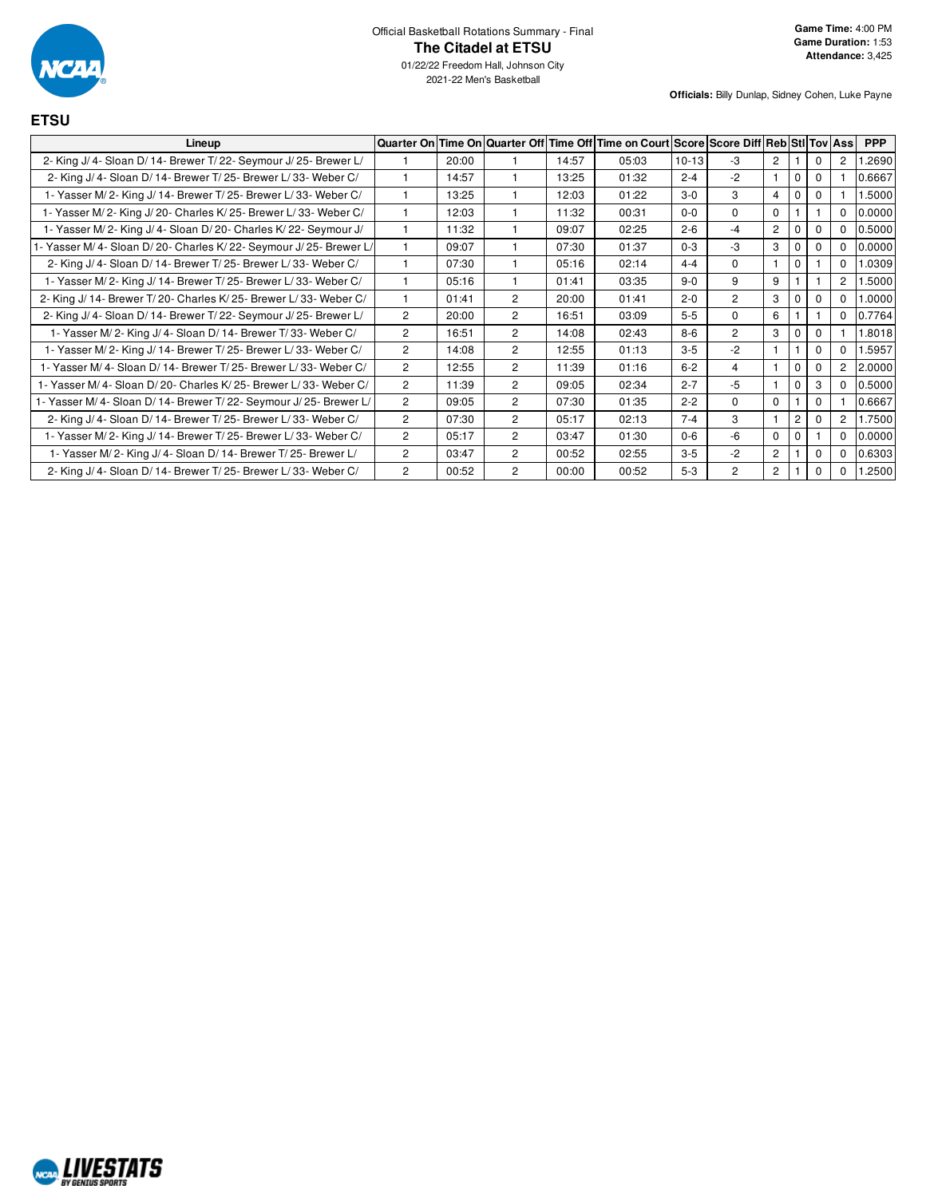Official Basketball Rotations Summary - Final

**The Citadel at ETSU**

01/22/22 Freedom Hall, Johnson City

2021-22 Men's Basketball

**Game Time:** 4:00 PM
**Game Duration:** 1:53
**Attendance:** 3,425

**Officials:** Billy Dunlap, Sidney Cohen, Luke Payne

## ETSU

| Lineup | Quarter On | Time On | Quarter Off | Time Off | Time on Court | Score | Score Diff | Reb | Stl | Tov | Ass | PPP |
|---|---|---|---|---|---|---|---|---|---|---|---|---|
| 2- King J/ 4- Sloan D/ 14- Brewer T/ 22- Seymour J/ 25- Brewer L/ | 1 | 20:00 | 1 | 14:57 | 05:03 | 10-13 | -3 | 2 | 1 | 0 | 2 | 1.2690 |
| 2- King J/ 4- Sloan D/ 14- Brewer T/ 25- Brewer L/ 33- Weber C/ | 1 | 14:57 | 1 | 13:25 | 01:32 | 2-4 | -2 | 1 | 0 | 0 | 1 | 0.6667 |
| 1- Yasser M/ 2- King J/ 14- Brewer T/ 25- Brewer L/ 33- Weber C/ | 1 | 13:25 | 1 | 12:03 | 01:22 | 3-0 | 3 | 4 | 0 | 0 | 1 | 1.5000 |
| 1- Yasser M/ 2- King J/ 20- Charles K/ 25- Brewer L/ 33- Weber C/ | 1 | 12:03 | 1 | 11:32 | 00:31 | 0-0 | 0 | 0 | 1 | 1 | 0 | 0.0000 |
| 1- Yasser M/ 2- King J/ 4- Sloan D/ 20- Charles K/ 22- Seymour J/ | 1 | 11:32 | 1 | 09:07 | 02:25 | 2-6 | -4 | 2 | 0 | 0 | 0 | 0.5000 |
| 1- Yasser M/ 4- Sloan D/ 20- Charles K/ 22- Seymour J/ 25- Brewer L/ | 1 | 09:07 | 1 | 07:30 | 01:37 | 0-3 | -3 | 3 | 0 | 0 | 0 | 0.0000 |
| 2- King J/ 4- Sloan D/ 14- Brewer T/ 25- Brewer L/ 33- Weber C/ | 1 | 07:30 | 1 | 05:16 | 02:14 | 4-4 | 0 | 1 | 0 | 1 | 0 | 1.0309 |
| 1- Yasser M/ 2- King J/ 14- Brewer T/ 25- Brewer L/ 33- Weber C/ | 1 | 05:16 | 1 | 01:41 | 03:35 | 9-0 | 9 | 9 | 1 | 1 | 2 | 1.5000 |
| 2- King J/ 14- Brewer T/ 20- Charles K/ 25- Brewer L/ 33- Weber C/ | 1 | 01:41 | 2 | 20:00 | 01:41 | 2-0 | 2 | 3 | 0 | 0 | 0 | 1.0000 |
| 2- King J/ 4- Sloan D/ 14- Brewer T/ 22- Seymour J/ 25- Brewer L/ | 2 | 20:00 | 2 | 16:51 | 03:09 | 5-5 | 0 | 6 | 1 | 1 | 0 | 0.7764 |
| 1- Yasser M/ 2- King J/ 4- Sloan D/ 14- Brewer T/ 33- Weber C/ | 2 | 16:51 | 2 | 14:08 | 02:43 | 8-6 | 2 | 3 | 0 | 0 | 1 | 1.8018 |
| 1- Yasser M/ 2- King J/ 14- Brewer T/ 25- Brewer L/ 33- Weber C/ | 2 | 14:08 | 2 | 12:55 | 01:13 | 3-5 | -2 | 1 | 1 | 0 | 0 | 1.5957 |
| 1- Yasser M/ 4- Sloan D/ 14- Brewer T/ 25- Brewer L/ 33- Weber C/ | 2 | 12:55 | 2 | 11:39 | 01:16 | 6-2 | 4 | 1 | 0 | 0 | 2 | 2.0000 |
| 1- Yasser M/ 4- Sloan D/ 20- Charles K/ 25- Brewer L/ 33- Weber C/ | 2 | 11:39 | 2 | 09:05 | 02:34 | 2-7 | -5 | 1 | 0 | 3 | 0 | 0.5000 |
| 1- Yasser M/ 4- Sloan D/ 14- Brewer T/ 22- Seymour J/ 25- Brewer L/ | 2 | 09:05 | 2 | 07:30 | 01:35 | 2-2 | 0 | 0 | 1 | 0 | 1 | 0.6667 |
| 2- King J/ 4- Sloan D/ 14- Brewer T/ 25- Brewer L/ 33- Weber C/ | 2 | 07:30 | 2 | 05:17 | 02:13 | 7-4 | 3 | 1 | 2 | 0 | 2 | 1.7500 |
| 1- Yasser M/ 2- King J/ 14- Brewer T/ 25- Brewer L/ 33- Weber C/ | 2 | 05:17 | 2 | 03:47 | 01:30 | 0-6 | -6 | 0 | 0 | 1 | 0 | 0.0000 |
| 1- Yasser M/ 2- King J/ 4- Sloan D/ 14- Brewer T/ 25- Brewer L/ | 2 | 03:47 | 2 | 00:52 | 02:55 | 3-5 | -2 | 2 | 1 | 0 | 0 | 0.6303 |
| 2- King J/ 4- Sloan D/ 14- Brewer T/ 25- Brewer L/ 33- Weber C/ | 2 | 00:52 | 2 | 00:00 | 00:52 | 5-3 | 2 | 2 | 1 | 0 | 0 | 1.2500 |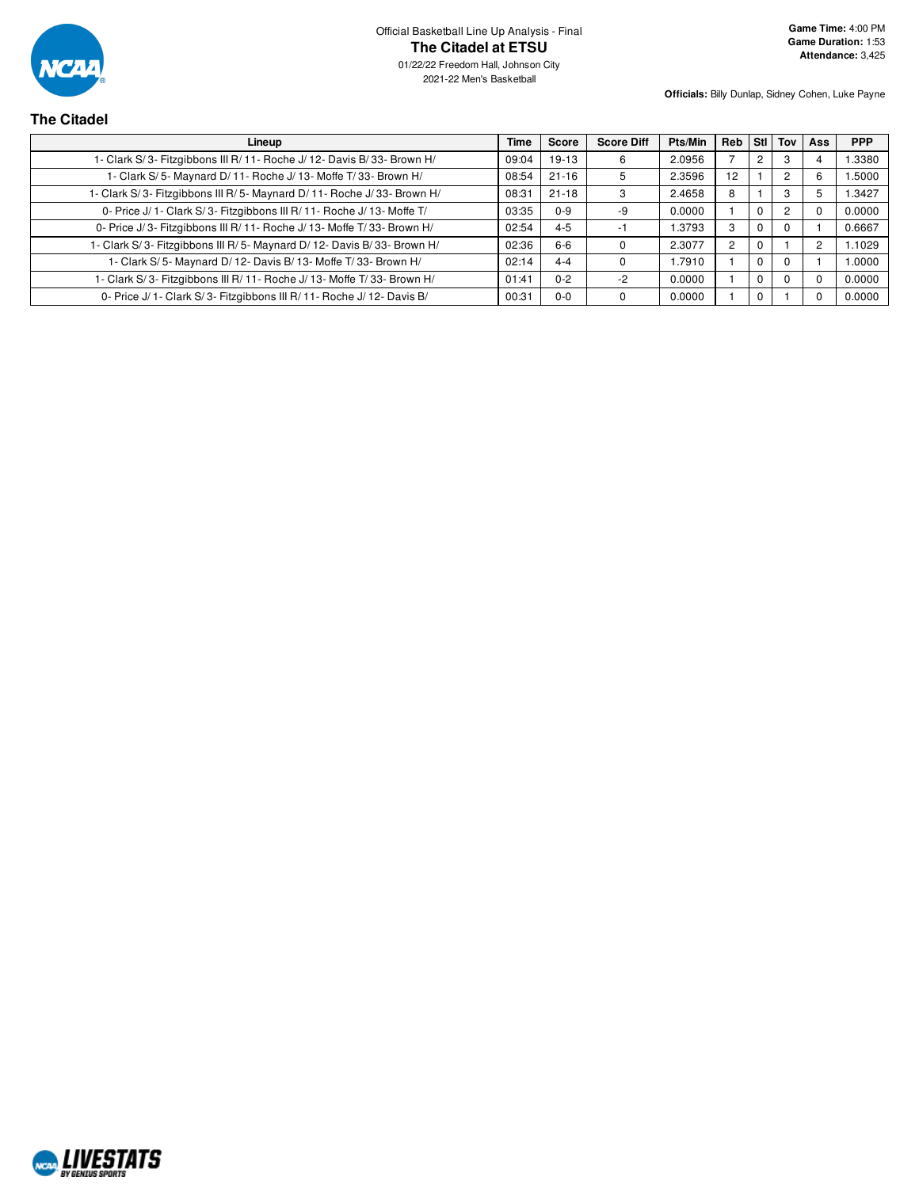Official Basketball Line Up Analysis - Final

# The Citadel at ETSU

01/22/22 Freedom Hall, Johnson City
2021-22 Men's Basketball

**Game Time:** 4:00 PM
**Game Duration:** 1:53
**Attendance:** 3,425

**Officials:** Billy Dunlap, Sidney Cohen, Luke Payne

## The Citadel

| Lineup | Time | Score | Score Diff | Pts/Min | Reb | Stl | Tov | Ass | PPP |
|---|---|---|---|---|---|---|---|---|---|
| 1- Clark S/ 3- Fitzgibbons III R/ 11- Roche J/ 12- Davis B/ 33- Brown H/ | 09:04 | 19-13 | 6 | 2.0956 | 7 | 2 | 3 | 4 | 1.3380 |
| 1- Clark S/ 5- Maynard D/ 11- Roche J/ 13- Moffe T/ 33- Brown H/ | 08:54 | 21-16 | 5 | 2.3596 | 12 | 1 | 2 | 6 | 1.5000 |
| 1- Clark S/ 3- Fitzgibbons III R/ 5- Maynard D/ 11- Roche J/ 33- Brown H/ | 08:31 | 21-18 | 3 | 2.4658 | 8 | 1 | 3 | 5 | 1.3427 |
| 0- Price J/ 1- Clark S/ 3- Fitzgibbons III R/ 11- Roche J/ 13- Moffe T/ | 03:35 | 0-9 | -9 | 0.0000 | 1 | 0 | 2 | 0 | 0.0000 |
| 0- Price J/ 3- Fitzgibbons III R/ 11- Roche J/ 13- Moffe T/ 33- Brown H/ | 02:54 | 4-5 | -1 | 1.3793 | 3 | 0 | 0 | 1 | 0.6667 |
| 1- Clark S/ 3- Fitzgibbons III R/ 5- Maynard D/ 12- Davis B/ 33- Brown H/ | 02:36 | 6-6 | 0 | 2.3077 | 2 | 0 | 1 | 2 | 1.1029 |
| 1- Clark S/ 5- Maynard D/ 12- Davis B/ 13- Moffe T/ 33- Brown H/ | 02:14 | 4-4 | 0 | 1.7910 | 1 | 0 | 0 | 1 | 1.0000 |
| 1- Clark S/ 3- Fitzgibbons III R/ 11- Roche J/ 13- Moffe T/ 33- Brown H/ | 01:41 | 0-2 | -2 | 0.0000 | 1 | 0 | 0 | 0 | 0.0000 |
| 0- Price J/ 1- Clark S/ 3- Fitzgibbons III R/ 11- Roche J/ 12- Davis B/ | 00:31 | 0-0 | 0 | 0.0000 | 1 | 0 | 1 | 0 | 0.0000 |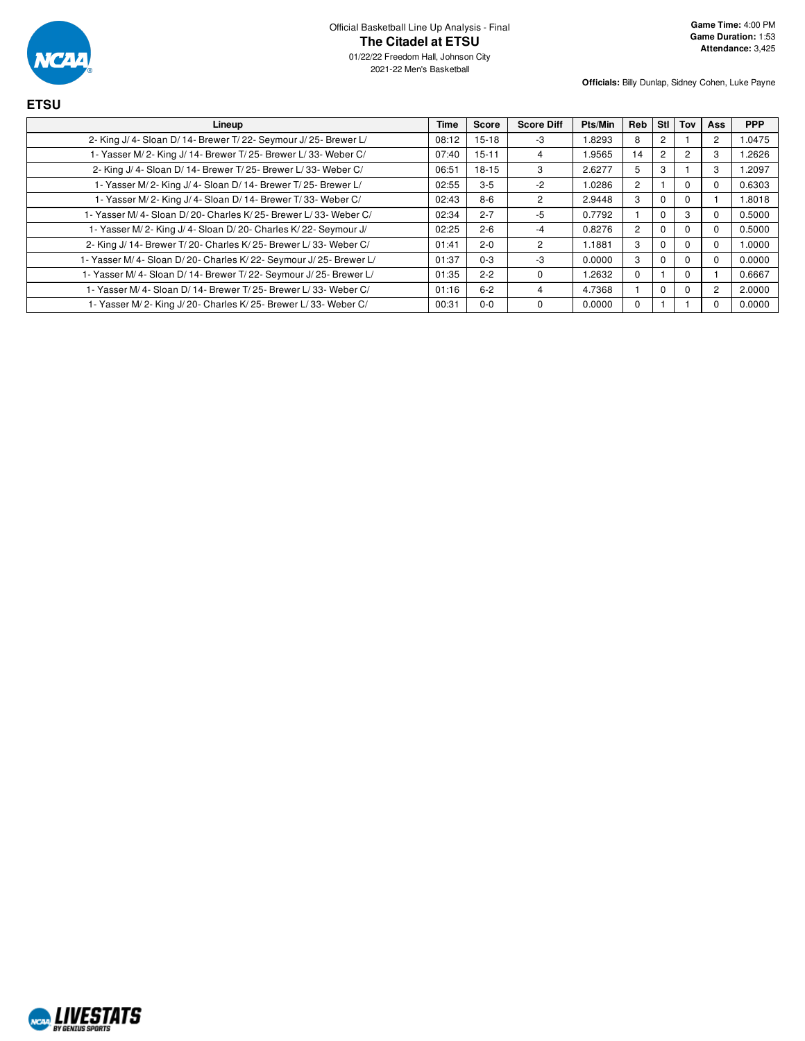Official Basketball Line Up Analysis - Final

# The Citadel at ETSU

01/22/22 Freedom Hall, Johnson City

2021-22 Men's Basketball

**Game Time:** 4:00 PM
**Game Duration:** 1:53
**Attendance:** 3,425

**Officials:** Billy Dunlap, Sidney Cohen, Luke Payne

## ETSU

| Lineup | Time | Score | Score Diff | Pts/Min | Reb | Stl | Tov | Ass | PPP |
|---|---|---|---|---|---|---|---|---|---|
| 2- King J/ 4- Sloan D/ 14- Brewer T/ 22- Seymour J/ 25- Brewer L/ | 08:12 | 15-18 | -3 | 1.8293 | 8 | 2 | 1 | 2 | 1.0475 |
| 1- Yasser M/ 2- King J/ 14- Brewer T/ 25- Brewer L/ 33- Weber C/ | 07:40 | 15-11 | 4 | 1.9565 | 14 | 2 | 2 | 3 | 1.2626 |
| 2- King J/ 4- Sloan D/ 14- Brewer T/ 25- Brewer L/ 33- Weber C/ | 06:51 | 18-15 | 3 | 2.6277 | 5 | 3 | 1 | 3 | 1.2097 |
| 1- Yasser M/ 2- King J/ 4- Sloan D/ 14- Brewer T/ 25- Brewer L/ | 02:55 | 3-5 | -2 | 1.0286 | 2 | 1 | 0 | 0 | 0.6303 |
| 1- Yasser M/ 2- King J/ 4- Sloan D/ 14- Brewer T/ 33- Weber C/ | 02:43 | 8-6 | 2 | 2.9448 | 3 | 0 | 0 | 1 | 1.8018 |
| 1- Yasser M/ 4- Sloan D/ 20- Charles K/ 25- Brewer L/ 33- Weber C/ | 02:34 | 2-7 | -5 | 0.7792 | 1 | 0 | 3 | 0 | 0.5000 |
| 1- Yasser M/ 2- King J/ 4- Sloan D/ 20- Charles K/ 22- Seymour J/ | 02:25 | 2-6 | -4 | 0.8276 | 2 | 0 | 0 | 0 | 0.5000 |
| 2- King J/ 14- Brewer T/ 20- Charles K/ 25- Brewer L/ 33- Weber C/ | 01:41 | 2-0 | 2 | 1.1881 | 3 | 0 | 0 | 0 | 1.0000 |
| 1- Yasser M/ 4- Sloan D/ 20- Charles K/ 22- Seymour J/ 25- Brewer L/ | 01:37 | 0-3 | -3 | 0.0000 | 3 | 0 | 0 | 0 | 0.0000 |
| 1- Yasser M/ 4- Sloan D/ 14- Brewer T/ 22- Seymour J/ 25- Brewer L/ | 01:35 | 2-2 | 0 | 1.2632 | 0 | 1 | 0 | 1 | 0.6667 |
| 1- Yasser M/ 4- Sloan D/ 14- Brewer T/ 25- Brewer L/ 33- Weber C/ | 01:16 | 6-2 | 4 | 4.7368 | 1 | 0 | 0 | 2 | 2.0000 |
| 1- Yasser M/ 2- King J/ 20- Charles K/ 25- Brewer L/ 33- Weber C/ | 00:31 | 0-0 | 0 | 0.0000 | 0 | 1 | 1 | 0 | 0.0000 |